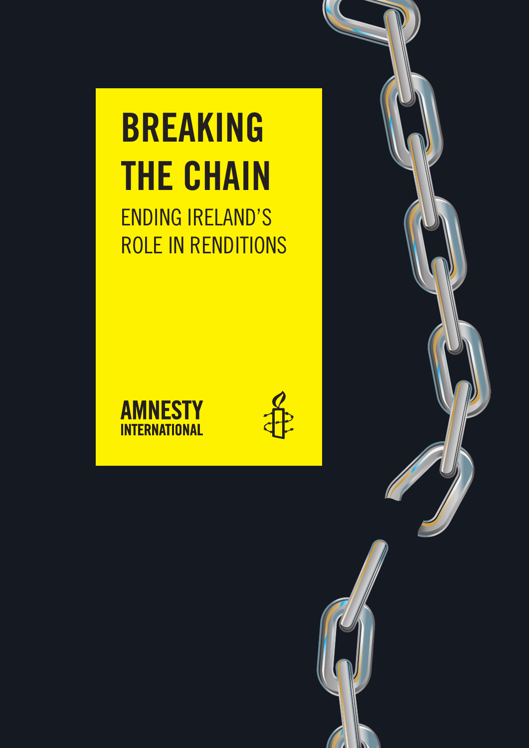# BREAKING THE CHAIN

## ENDING IRELAND'S ROLE IN RENDITIONS

AMNESTY INTERNATIONAL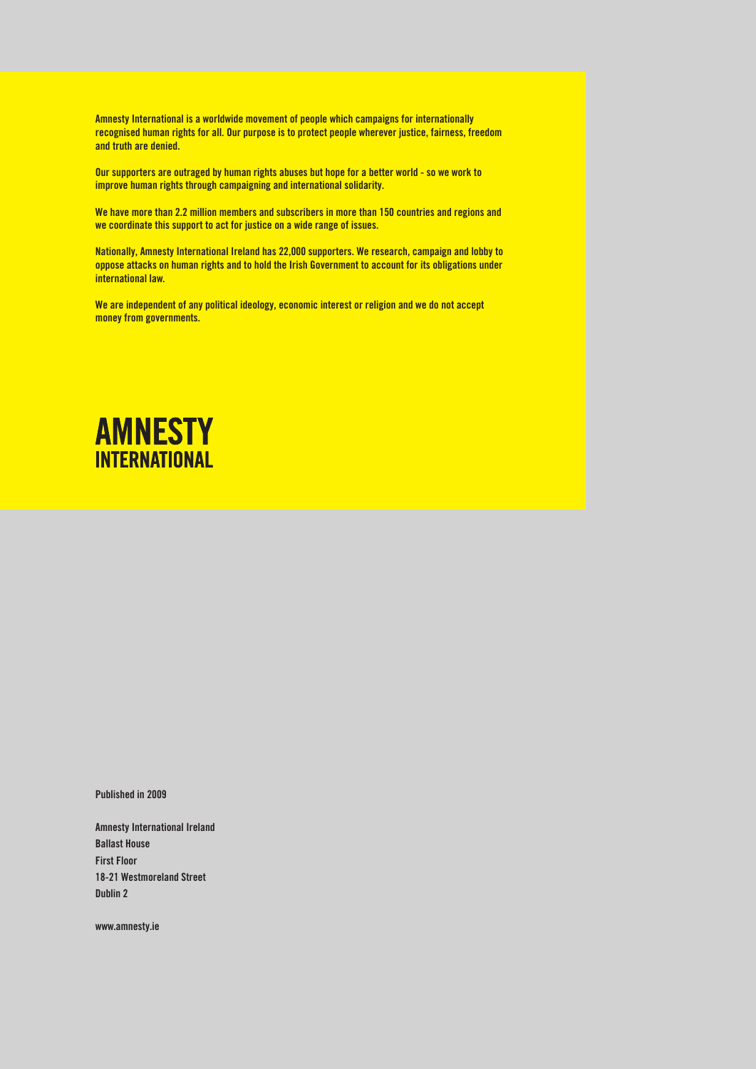Amnesty International is a worldwide movement of people which campaigns for internationally recognised human rights for all. Our purpose is to protect people wherever justice, fairness, freedom and truth are denied.

Our supporters are outraged by human rights abuses but hope for a better world - so we work to improve human rights through campaigning and international solidarity.

We have more than 2.2 million members and subscribers in more than 150 countries and regions and we coordinate this support to act for justice on a wide range of issues.

Nationally, Amnesty International Ireland has 22,000 supporters. We research, campaign and lobby to oppose attacks on human rights and to hold the Irish Government to account for its obligations under international law.

We are independent of any political ideology, economic interest or religion and we do not accept money from governments.

**AMNESTY INTERNATIONAL**

Published in 2009

Amnesty International Ireland
Ballast House
First Floor
18-21 Westmoreland Street
Dublin 2

www.amnesty.ie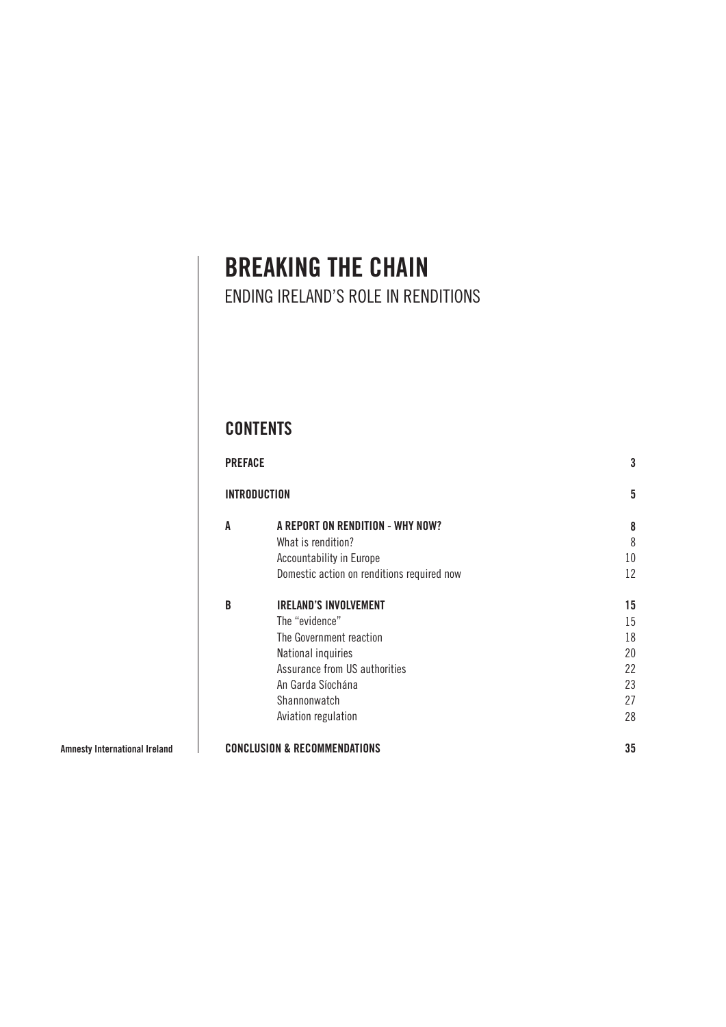# BREAKING THE CHAIN

ENDING IRELAND'S ROLE IN RENDITIONS

## CONTENTS

| | | |
|---|---|---|
| **PREFACE** | | **3** |
| **INTRODUCTION** | | **5** |
| **A** | **A REPORT ON RENDITION - WHY NOW?** | **8** |
| | What is rendition? | 8 |
| | Accountability in Europe | 10 |
| | Domestic action on renditions required now | 12 |
| **B** | **IRELAND'S INVOLVEMENT** | **15** |
| | The "evidence" | 15 |
| | The Government reaction | 18 |
| | National inquiries | 20 |
| | Assurance from US authorities | 22 |
| | An Garda Síochána | 23 |
| | Shannonwatch | 27 |
| | Aviation regulation | 28 |
| **CONCLUSION & RECOMMENDATIONS** | | **35** |

**Amnesty International Ireland**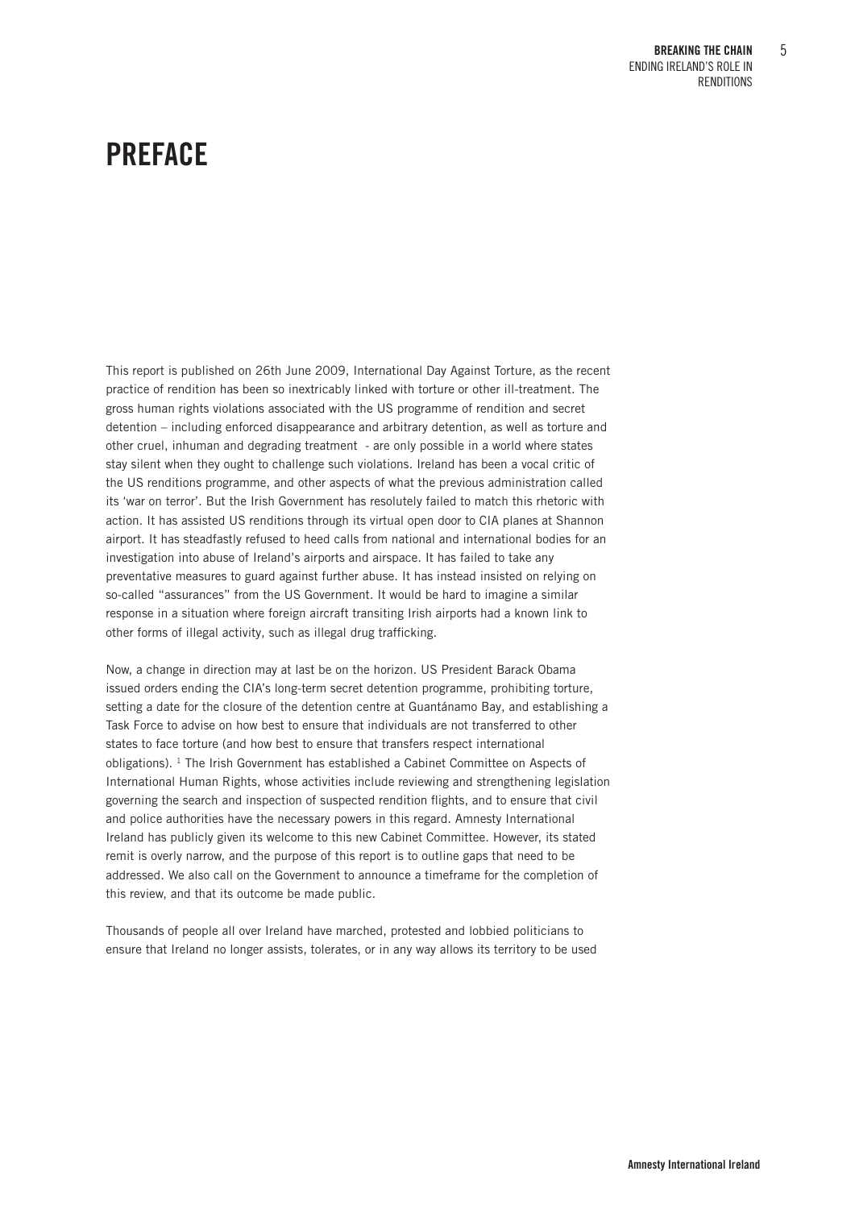# PREFACE

This report is published on 26th June 2009, International Day Against Torture, as the recent practice of rendition has been so inextricably linked with torture or other ill-treatment. The gross human rights violations associated with the US programme of rendition and secret detention – including enforced disappearance and arbitrary detention, as well as torture and other cruel, inhuman and degrading treatment - are only possible in a world where states stay silent when they ought to challenge such violations. Ireland has been a vocal critic of the US renditions programme, and other aspects of what the previous administration called its 'war on terror'. But the Irish Government has resolutely failed to match this rhetoric with action. It has assisted US renditions through its virtual open door to CIA planes at Shannon airport. It has steadfastly refused to heed calls from national and international bodies for an investigation into abuse of Ireland's airports and airspace. It has failed to take any preventative measures to guard against further abuse. It has instead insisted on relying on so-called "assurances" from the US Government. It would be hard to imagine a similar response in a situation where foreign aircraft transiting Irish airports had a known link to other forms of illegal activity, such as illegal drug trafficking.

Now, a change in direction may at last be on the horizon. US President Barack Obama issued orders ending the CIA's long-term secret detention programme, prohibiting torture, setting a date for the closure of the detention centre at Guantánamo Bay, and establishing a Task Force to advise on how best to ensure that individuals are not transferred to other states to face torture (and how best to ensure that transfers respect international obligations). [1] The Irish Government has established a Cabinet Committee on Aspects of International Human Rights, whose activities include reviewing and strengthening legislation governing the search and inspection of suspected rendition flights, and to ensure that civil and police authorities have the necessary powers in this regard. Amnesty International Ireland has publicly given its welcome to this new Cabinet Committee. However, its stated remit is overly narrow, and the purpose of this report is to outline gaps that need to be addressed. We also call on the Government to announce a timeframe for the completion of this review, and that its outcome be made public.

Thousands of people all over Ireland have marched, protested and lobbied politicians to ensure that Ireland no longer assists, tolerates, or in any way allows its territory to be used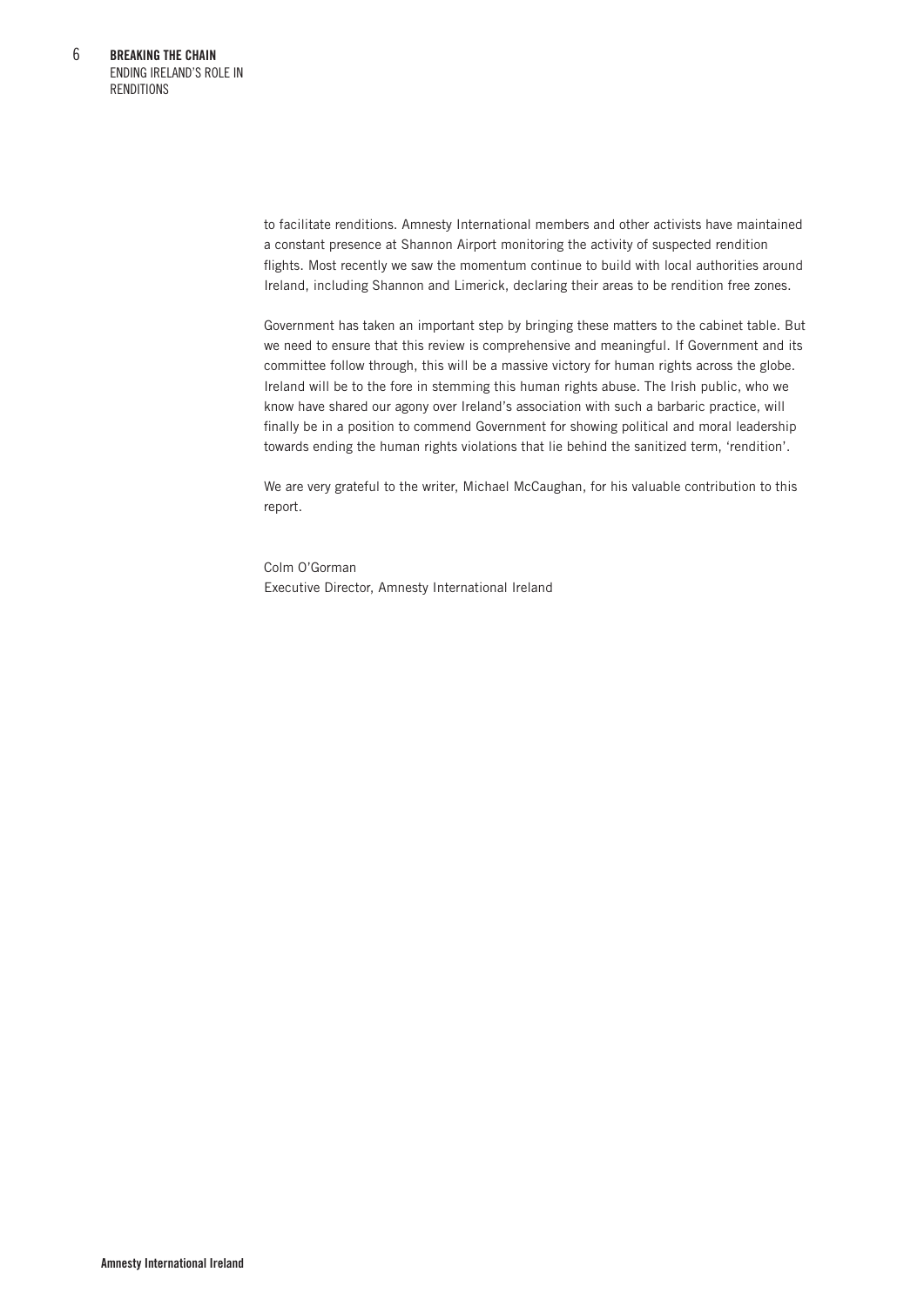to facilitate renditions. Amnesty International members and other activists have maintained a constant presence at Shannon Airport monitoring the activity of suspected rendition flights. Most recently we saw the momentum continue to build with local authorities around Ireland, including Shannon and Limerick, declaring their areas to be rendition free zones.

Government has taken an important step by bringing these matters to the cabinet table. But we need to ensure that this review is comprehensive and meaningful. If Government and its committee follow through, this will be a massive victory for human rights across the globe. Ireland will be to the fore in stemming this human rights abuse. The Irish public, who we know have shared our agony over Ireland's association with such a barbaric practice, will finally be in a position to commend Government for showing political and moral leadership towards ending the human rights violations that lie behind the sanitized term, 'rendition'.

We are very grateful to the writer, Michael McCaughan, for his valuable contribution to this report.

Colm O'Gorman
Executive Director, Amnesty International Ireland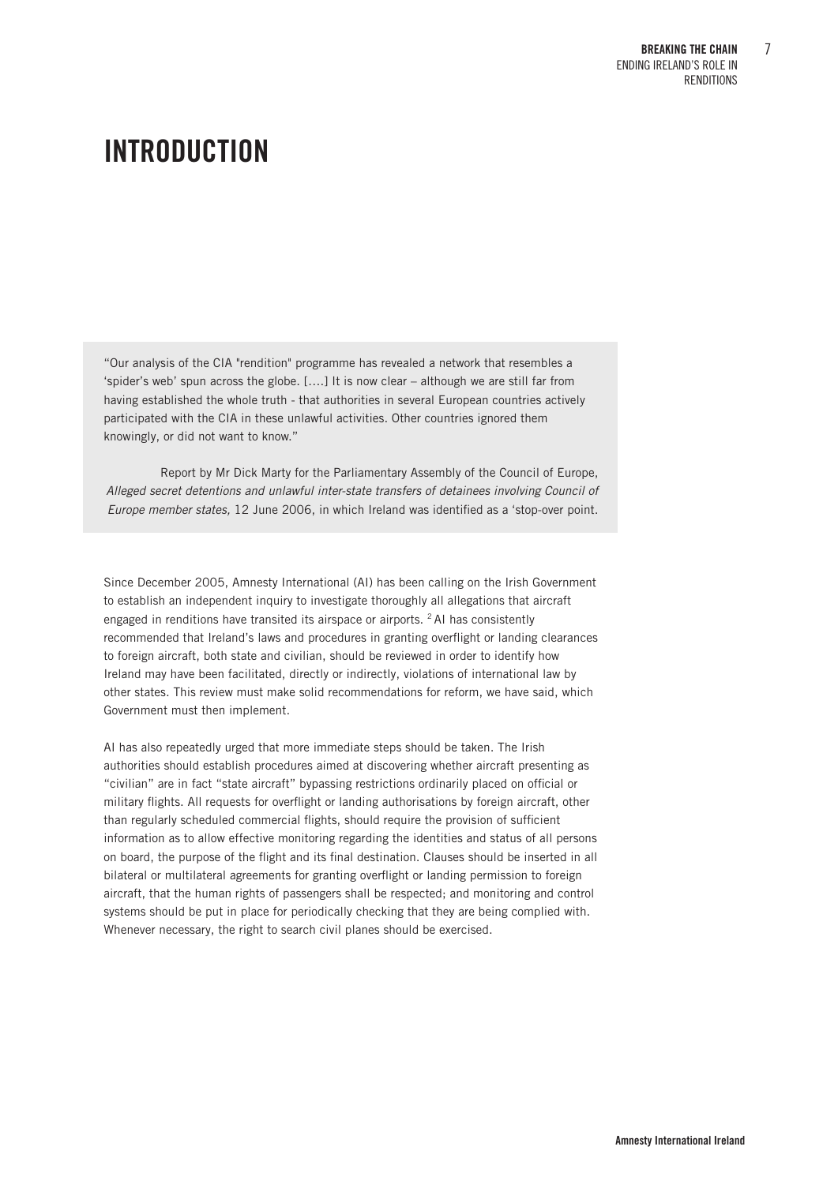# INTRODUCTION

> "Our analysis of the CIA "rendition" programme has revealed a network that resembles a 'spider's web' spun across the globe. [....] It is now clear – although we are still far from having established the whole truth - that authorities in several European countries actively participated with the CIA in these unlawful activities. Other countries ignored them knowingly, or did not want to know."
>
> Report by Mr Dick Marty for the Parliamentary Assembly of the Council of Europe, *Alleged secret detentions and unlawful inter-state transfers of detainees involving Council of Europe member states,* 12 June 2006, in which Ireland was identified as a 'stop-over point.

Since December 2005, Amnesty International (AI) has been calling on the Irish Government to establish an independent inquiry to investigate thoroughly all allegations that aircraft engaged in renditions have transited its airspace or airports. [2] AI has consistently recommended that Ireland's laws and procedures in granting overflight or landing clearances to foreign aircraft, both state and civilian, should be reviewed in order to identify how Ireland may have been facilitated, directly or indirectly, violations of international law by other states. This review must make solid recommendations for reform, we have said, which Government must then implement.

AI has also repeatedly urged that more immediate steps should be taken. The Irish authorities should establish procedures aimed at discovering whether aircraft presenting as "civilian" are in fact "state aircraft" bypassing restrictions ordinarily placed on official or military flights. All requests for overflight or landing authorisations by foreign aircraft, other than regularly scheduled commercial flights, should require the provision of sufficient information as to allow effective monitoring regarding the identities and status of all persons on board, the purpose of the flight and its final destination. Clauses should be inserted in all bilateral or multilateral agreements for granting overflight or landing permission to foreign aircraft, that the human rights of passengers shall be respected; and monitoring and control systems should be put in place for periodically checking that they are being complied with. Whenever necessary, the right to search civil planes should be exercised.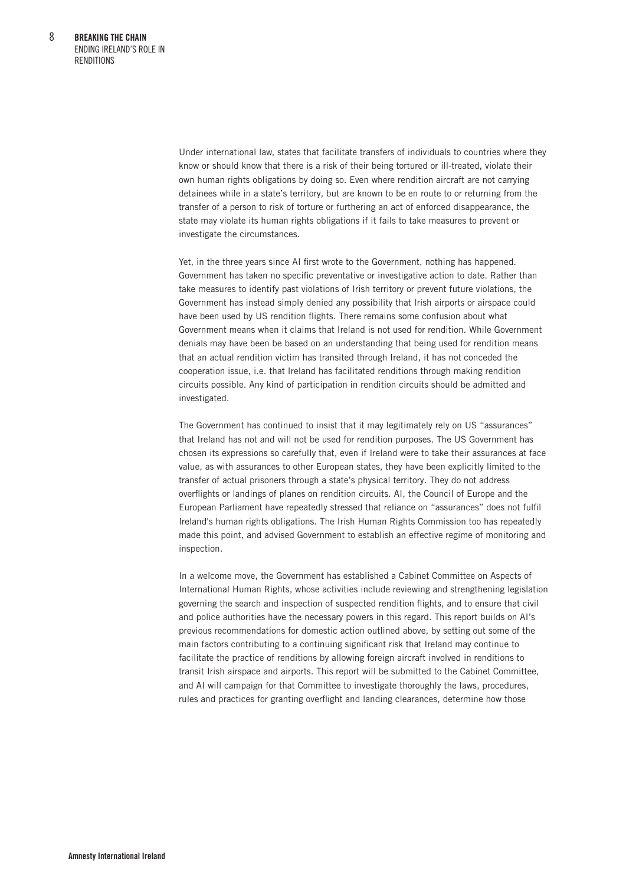Under international law, states that facilitate transfers of individuals to countries where they know or should know that there is a risk of their being tortured or ill-treated, violate their own human rights obligations by doing so. Even where rendition aircraft are not carrying detainees while in a state's territory, but are known to be en route to or returning from the transfer of a person to risk of torture or furthering an act of enforced disappearance, the state may violate its human rights obligations if it fails to take measures to prevent or investigate the circumstances.

Yet, in the three years since AI first wrote to the Government, nothing has happened. Government has taken no specific preventative or investigative action to date. Rather than take measures to identify past violations of Irish territory or prevent future violations, the Government has instead simply denied any possibility that Irish airports or airspace could have been used by US rendition flights. There remains some confusion about what Government means when it claims that Ireland is not used for rendition. While Government denials may have been be based on an understanding that being used for rendition means that an actual rendition victim has transited through Ireland, it has not conceded the cooperation issue, i.e. that Ireland has facilitated renditions through making rendition circuits possible. Any kind of participation in rendition circuits should be admitted and investigated.

The Government has continued to insist that it may legitimately rely on US "assurances" that Ireland has not and will not be used for rendition purposes. The US Government has chosen its expressions so carefully that, even if Ireland were to take their assurances at face value, as with assurances to other European states, they have been explicitly limited to the transfer of actual prisoners through a state's physical territory. They do not address overflights or landings of planes on rendition circuits. AI, the Council of Europe and the European Parliament have repeatedly stressed that reliance on "assurances" does not fulfil Ireland's human rights obligations. The Irish Human Rights Commission too has repeatedly made this point, and advised Government to establish an effective regime of monitoring and inspection.

In a welcome move, the Government has established a Cabinet Committee on Aspects of International Human Rights, whose activities include reviewing and strengthening legislation governing the search and inspection of suspected rendition flights, and to ensure that civil and police authorities have the necessary powers in this regard. This report builds on AI's previous recommendations for domestic action outlined above, by setting out some of the main factors contributing to a continuing significant risk that Ireland may continue to facilitate the practice of renditions by allowing foreign aircraft involved in renditions to transit Irish airspace and airports. This report will be submitted to the Cabinet Committee, and AI will campaign for that Committee to investigate thoroughly the laws, procedures, rules and practices for granting overflight and landing clearances, determine how those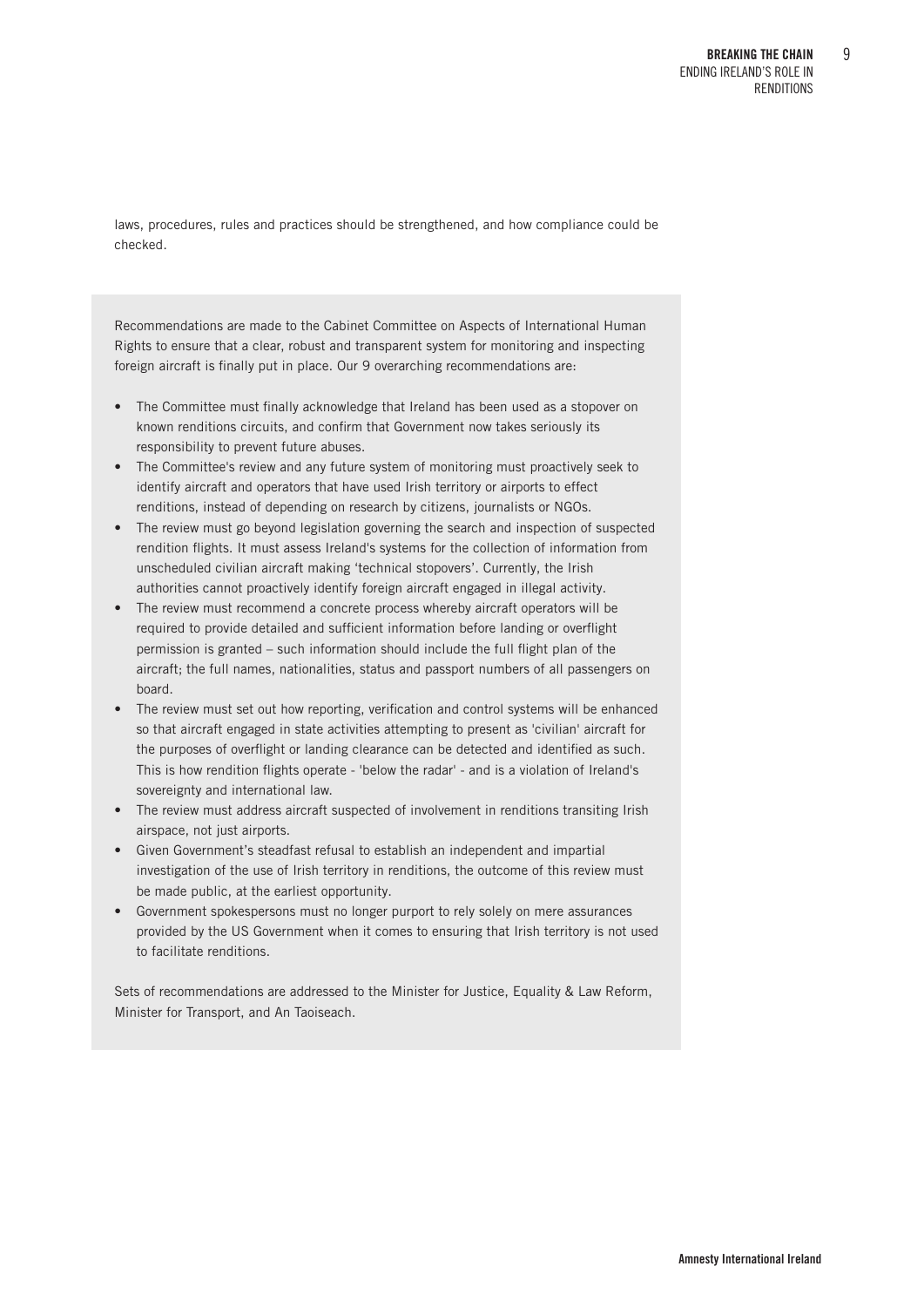laws, procedures, rules and practices should be strengthened, and how compliance could be checked.

Recommendations are made to the Cabinet Committee on Aspects of International Human Rights to ensure that a clear, robust and transparent system for monitoring and inspecting foreign aircraft is finally put in place. Our 9 overarching recommendations are:

- The Committee must finally acknowledge that Ireland has been used as a stopover on known renditions circuits, and confirm that Government now takes seriously its responsibility to prevent future abuses.
- The Committee's review and any future system of monitoring must proactively seek to identify aircraft and operators that have used Irish territory or airports to effect renditions, instead of depending on research by citizens, journalists or NGOs.
- The review must go beyond legislation governing the search and inspection of suspected rendition flights. It must assess Ireland's systems for the collection of information from unscheduled civilian aircraft making 'technical stopovers'. Currently, the Irish authorities cannot proactively identify foreign aircraft engaged in illegal activity.
- The review must recommend a concrete process whereby aircraft operators will be required to provide detailed and sufficient information before landing or overflight permission is granted – such information should include the full flight plan of the aircraft; the full names, nationalities, status and passport numbers of all passengers on board.
- The review must set out how reporting, verification and control systems will be enhanced so that aircraft engaged in state activities attempting to present as 'civilian' aircraft for the purposes of overflight or landing clearance can be detected and identified as such. This is how rendition flights operate - 'below the radar' - and is a violation of Ireland's sovereignty and international law.
- The review must address aircraft suspected of involvement in renditions transiting Irish airspace, not just airports.
- Given Government's steadfast refusal to establish an independent and impartial investigation of the use of Irish territory in renditions, the outcome of this review must be made public, at the earliest opportunity.
- Government spokespersons must no longer purport to rely solely on mere assurances provided by the US Government when it comes to ensuring that Irish territory is not used to facilitate renditions.

Sets of recommendations are addressed to the Minister for Justice, Equality & Law Reform, Minister for Transport, and An Taoiseach.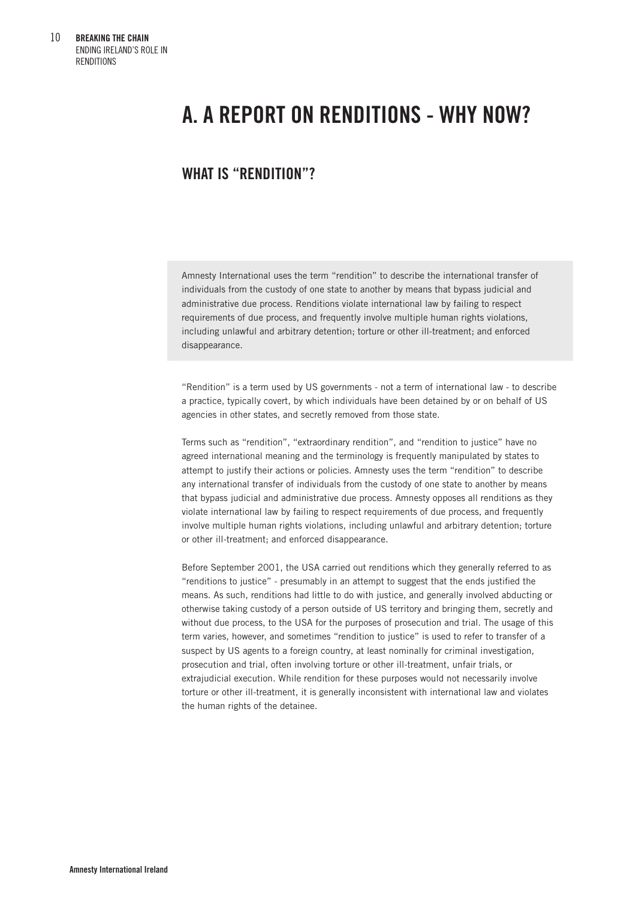# A. A REPORT ON RENDITIONS - WHY NOW?

## WHAT IS "RENDITION"?

> Amnesty International uses the term "rendition" to describe the international transfer of individuals from the custody of one state to another by means that bypass judicial and administrative due process. Renditions violate international law by failing to respect requirements of due process, and frequently involve multiple human rights violations, including unlawful and arbitrary detention; torture or other ill-treatment; and enforced disappearance.

"Rendition" is a term used by US governments - not a term of international law - to describe a practice, typically covert, by which individuals have been detained by or on behalf of US agencies in other states, and secretly removed from those state.

Terms such as "rendition", "extraordinary rendition", and "rendition to justice" have no agreed international meaning and the terminology is frequently manipulated by states to attempt to justify their actions or policies. Amnesty uses the term "rendition" to describe any international transfer of individuals from the custody of one state to another by means that bypass judicial and administrative due process. Amnesty opposes all renditions as they violate international law by failing to respect requirements of due process, and frequently involve multiple human rights violations, including unlawful and arbitrary detention; torture or other ill-treatment; and enforced disappearance.

Before September 2001, the USA carried out renditions which they generally referred to as "renditions to justice" - presumably in an attempt to suggest that the ends justified the means. As such, renditions had little to do with justice, and generally involved abducting or otherwise taking custody of a person outside of US territory and bringing them, secretly and without due process, to the USA for the purposes of prosecution and trial. The usage of this term varies, however, and sometimes "rendition to justice" is used to refer to transfer of a suspect by US agents to a foreign country, at least nominally for criminal investigation, prosecution and trial, often involving torture or other ill-treatment, unfair trials, or extrajudicial execution. While rendition for these purposes would not necessarily involve torture or other ill-treatment, it is generally inconsistent with international law and violates the human rights of the detainee.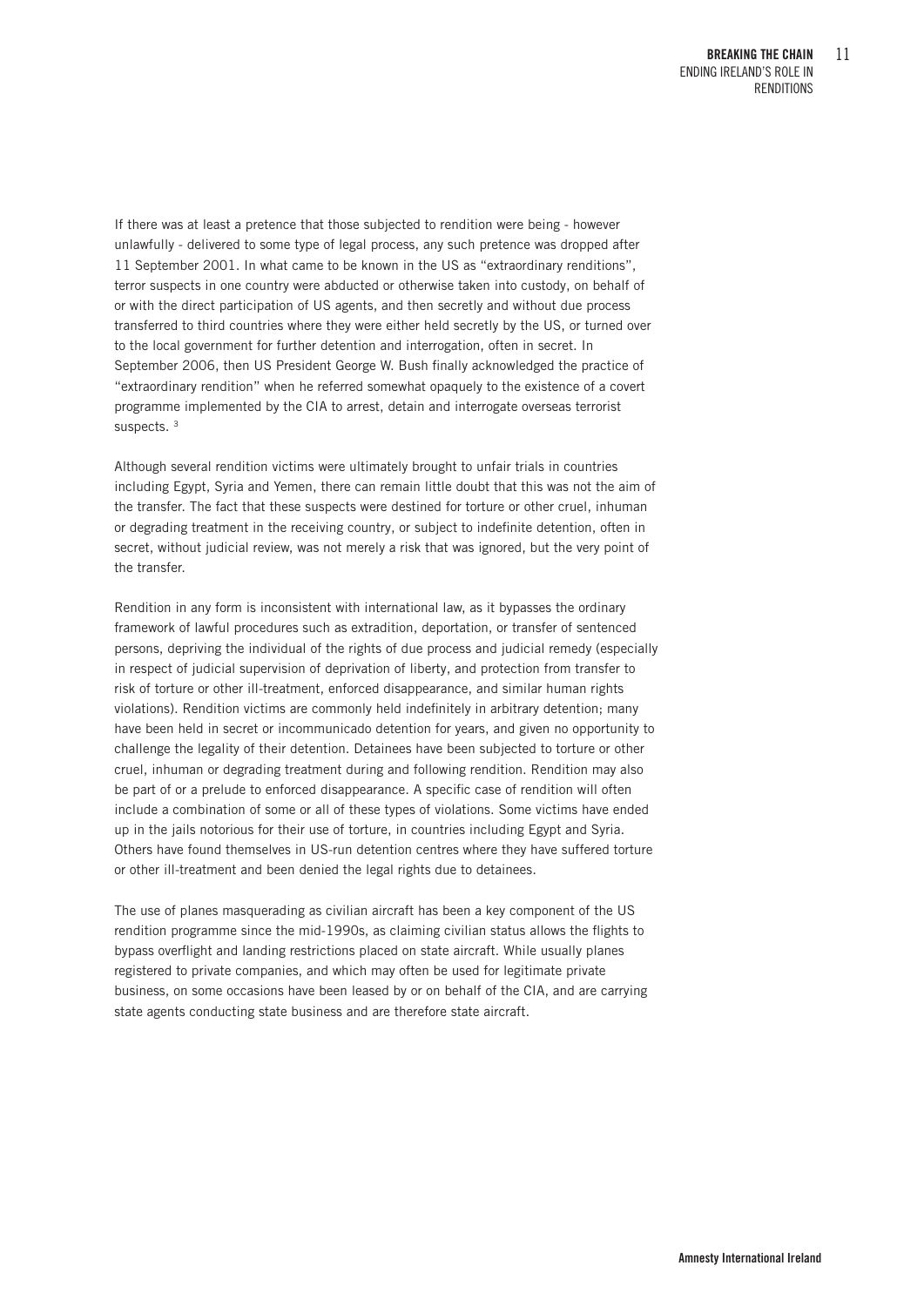If there was at least a pretence that those subjected to rendition were being - however unlawfully - delivered to some type of legal process, any such pretence was dropped after 11 September 2001. In what came to be known in the US as "extraordinary renditions", terror suspects in one country were abducted or otherwise taken into custody, on behalf of or with the direct participation of US agents, and then secretly and without due process transferred to third countries where they were either held secretly by the US, or turned over to the local government for further detention and interrogation, often in secret. In September 2006, then US President George W. Bush finally acknowledged the practice of "extraordinary rendition" when he referred somewhat opaquely to the existence of a covert programme implemented by the CIA to arrest, detain and interrogate overseas terrorist suspects. [3]

Although several rendition victims were ultimately brought to unfair trials in countries including Egypt, Syria and Yemen, there can remain little doubt that this was not the aim of the transfer. The fact that these suspects were destined for torture or other cruel, inhuman or degrading treatment in the receiving country, or subject to indefinite detention, often in secret, without judicial review, was not merely a risk that was ignored, but the very point of the transfer.

Rendition in any form is inconsistent with international law, as it bypasses the ordinary framework of lawful procedures such as extradition, deportation, or transfer of sentenced persons, depriving the individual of the rights of due process and judicial remedy (especially in respect of judicial supervision of deprivation of liberty, and protection from transfer to risk of torture or other ill-treatment, enforced disappearance, and similar human rights violations). Rendition victims are commonly held indefinitely in arbitrary detention; many have been held in secret or incommunicado detention for years, and given no opportunity to challenge the legality of their detention. Detainees have been subjected to torture or other cruel, inhuman or degrading treatment during and following rendition. Rendition may also be part of or a prelude to enforced disappearance. A specific case of rendition will often include a combination of some or all of these types of violations. Some victims have ended up in the jails notorious for their use of torture, in countries including Egypt and Syria. Others have found themselves in US-run detention centres where they have suffered torture or other ill-treatment and been denied the legal rights due to detainees.

The use of planes masquerading as civilian aircraft has been a key component of the US rendition programme since the mid-1990s, as claiming civilian status allows the flights to bypass overflight and landing restrictions placed on state aircraft. While usually planes registered to private companies, and which may often be used for legitimate private business, on some occasions have been leased by or on behalf of the CIA, and are carrying state agents conducting state business and are therefore state aircraft.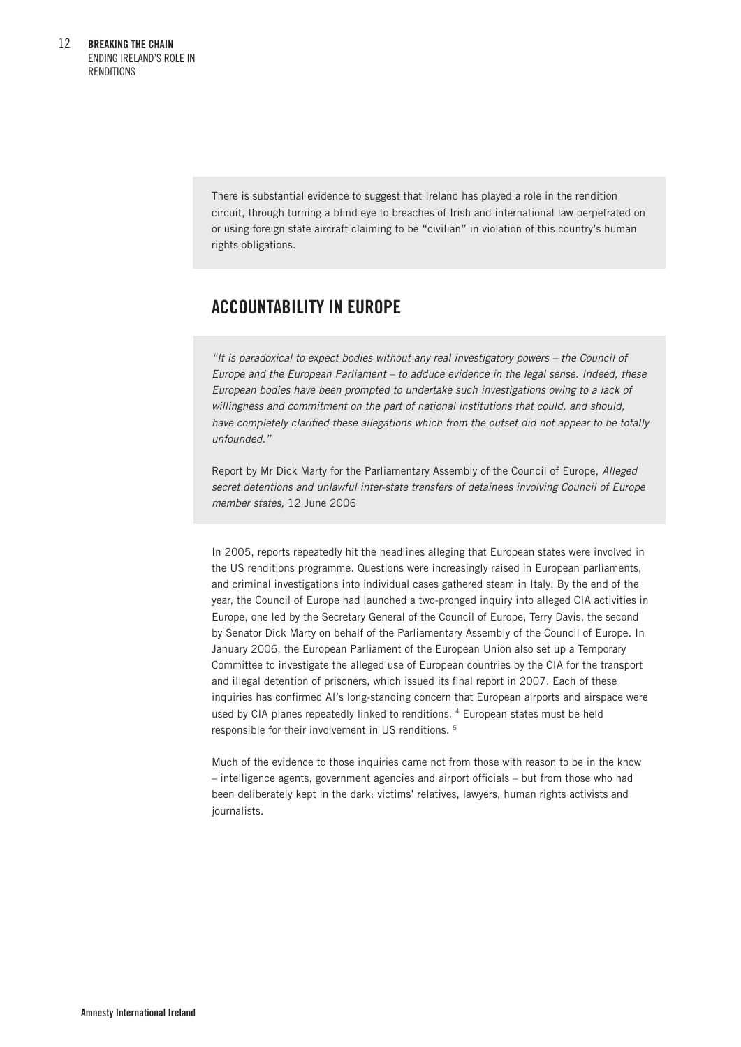There is substantial evidence to suggest that Ireland has played a role in the rendition circuit, through turning a blind eye to breaches of Irish and international law perpetrated on or using foreign state aircraft claiming to be "civilian" in violation of this country's human rights obligations.

## ACCOUNTABILITY IN EUROPE

*"It is paradoxical to expect bodies without any real investigatory powers – the Council of Europe and the European Parliament – to adduce evidence in the legal sense. Indeed, these European bodies have been prompted to undertake such investigations owing to a lack of willingness and commitment on the part of national institutions that could, and should, have completely clarified these allegations which from the outset did not appear to be totally unfounded."*

Report by Mr Dick Marty for the Parliamentary Assembly of the Council of Europe, *Alleged secret detentions and unlawful inter-state transfers of detainees involving Council of Europe member states,* 12 June 2006

In 2005, reports repeatedly hit the headlines alleging that European states were involved in the US renditions programme. Questions were increasingly raised in European parliaments, and criminal investigations into individual cases gathered steam in Italy. By the end of the year, the Council of Europe had launched a two-pronged inquiry into alleged CIA activities in Europe, one led by the Secretary General of the Council of Europe, Terry Davis, the second by Senator Dick Marty on behalf of the Parliamentary Assembly of the Council of Europe. In January 2006, the European Parliament of the European Union also set up a Temporary Committee to investigate the alleged use of European countries by the CIA for the transport and illegal detention of prisoners, which issued its final report in 2007. Each of these inquiries has confirmed AI's long-standing concern that European airports and airspace were used by CIA planes repeatedly linked to renditions. [4] European states must be held responsible for their involvement in US renditions. [5]

Much of the evidence to those inquiries came not from those with reason to be in the know – intelligence agents, government agencies and airport officials – but from those who had been deliberately kept in the dark: victims' relatives, lawyers, human rights activists and journalists.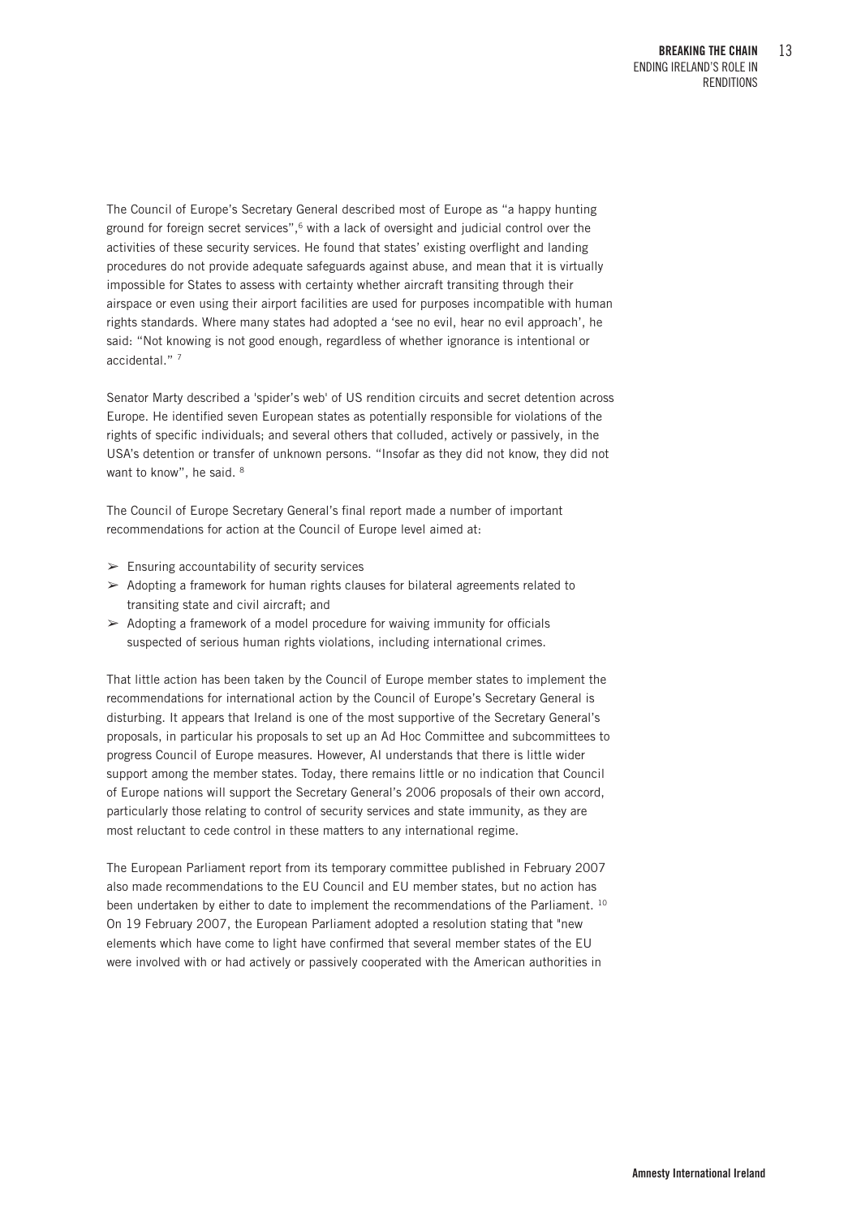The Council of Europe's Secretary General described most of Europe as "a happy hunting ground for foreign secret services",[6] with a lack of oversight and judicial control over the activities of these security services. He found that states' existing overflight and landing procedures do not provide adequate safeguards against abuse, and mean that it is virtually impossible for States to assess with certainty whether aircraft transiting through their airspace or even using their airport facilities are used for purposes incompatible with human rights standards. Where many states had adopted a 'see no evil, hear no evil approach', he said: "Not knowing is not good enough, regardless of whether ignorance is intentional or accidental." [7]

Senator Marty described a 'spider's web' of US rendition circuits and secret detention across Europe. He identified seven European states as potentially responsible for violations of the rights of specific individuals; and several others that colluded, actively or passively, in the USA's detention or transfer of unknown persons. "Insofar as they did not know, they did not want to know", he said. [8]

The Council of Europe Secretary General's final report made a number of important recommendations for action at the Council of Europe level aimed at:

- ➢ Ensuring accountability of security services
- ➢ Adopting a framework for human rights clauses for bilateral agreements related to transiting state and civil aircraft; and
- ➢ Adopting a framework of a model procedure for waiving immunity for officials suspected of serious human rights violations, including international crimes.

That little action has been taken by the Council of Europe member states to implement the recommendations for international action by the Council of Europe's Secretary General is disturbing. It appears that Ireland is one of the most supportive of the Secretary General's proposals, in particular his proposals to set up an Ad Hoc Committee and subcommittees to progress Council of Europe measures. However, AI understands that there is little wider support among the member states. Today, there remains little or no indication that Council of Europe nations will support the Secretary General's 2006 proposals of their own accord, particularly those relating to control of security services and state immunity, as they are most reluctant to cede control in these matters to any international regime.

The European Parliament report from its temporary committee published in February 2007 also made recommendations to the EU Council and EU member states, but no action has been undertaken by either to date to implement the recommendations of the Parliament. [10] On 19 February 2007, the European Parliament adopted a resolution stating that "new elements which have come to light have confirmed that several member states of the EU were involved with or had actively or passively cooperated with the American authorities in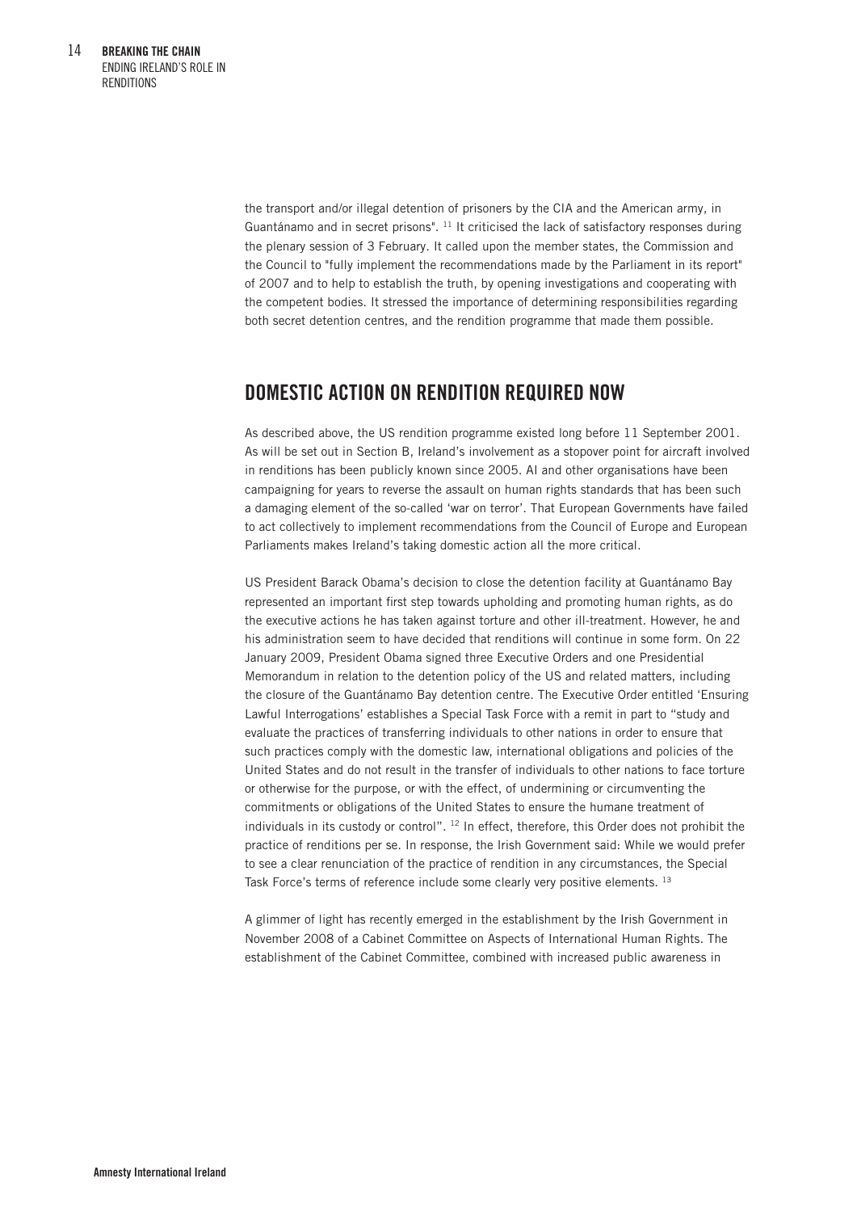the transport and/or illegal detention of prisoners by the CIA and the American army, in Guantánamo and in secret prisons".[11] It criticised the lack of satisfactory responses during the plenary session of 3 February. It called upon the member states, the Commission and the Council to "fully implement the recommendations made by the Parliament in its report" of 2007 and to help to establish the truth, by opening investigations and cooperating with the competent bodies. It stressed the importance of determining responsibilities regarding both secret detention centres, and the rendition programme that made them possible.

## DOMESTIC ACTION ON RENDITION REQUIRED NOW

As described above, the US rendition programme existed long before 11 September 2001. As will be set out in Section B, Ireland's involvement as a stopover point for aircraft involved in renditions has been publicly known since 2005. AI and other organisations have been campaigning for years to reverse the assault on human rights standards that has been such a damaging element of the so-called 'war on terror'. That European Governments have failed to act collectively to implement recommendations from the Council of Europe and European Parliaments makes Ireland's taking domestic action all the more critical.

US President Barack Obama's decision to close the detention facility at Guantánamo Bay represented an important first step towards upholding and promoting human rights, as do the executive actions he has taken against torture and other ill-treatment. However, he and his administration seem to have decided that renditions will continue in some form. On 22 January 2009, President Obama signed three Executive Orders and one Presidential Memorandum in relation to the detention policy of the US and related matters, including the closure of the Guantánamo Bay detention centre. The Executive Order entitled 'Ensuring Lawful Interrogations' establishes a Special Task Force with a remit in part to "study and evaluate the practices of transferring individuals to other nations in order to ensure that such practices comply with the domestic law, international obligations and policies of the United States and do not result in the transfer of individuals to other nations to face torture or otherwise for the purpose, or with the effect, of undermining or circumventing the commitments or obligations of the United States to ensure the humane treatment of individuals in its custody or control".[12] In effect, therefore, this Order does not prohibit the practice of renditions per se. In response, the Irish Government said: While we would prefer to see a clear renunciation of the practice of rendition in any circumstances, the Special Task Force's terms of reference include some clearly very positive elements.[13]

A glimmer of light has recently emerged in the establishment by the Irish Government in November 2008 of a Cabinet Committee on Aspects of International Human Rights. The establishment of the Cabinet Committee, combined with increased public awareness in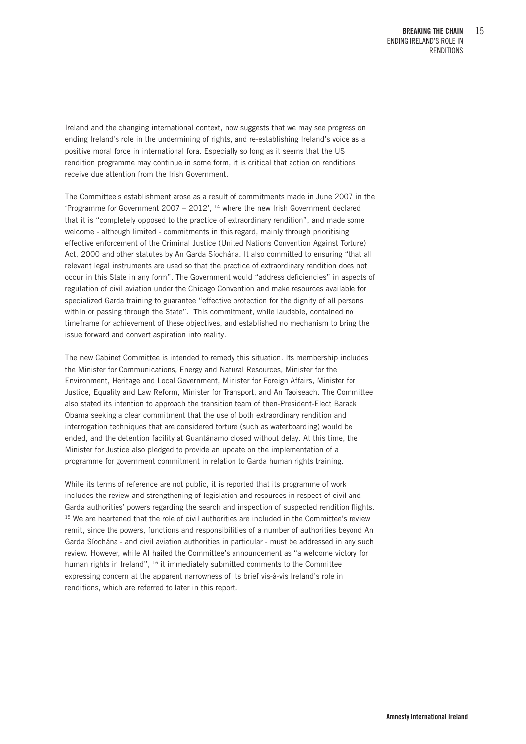Ireland and the changing international context, now suggests that we may see progress on ending Ireland's role in the undermining of rights, and re-establishing Ireland's voice as a positive moral force in international fora. Especially so long as it seems that the US rendition programme may continue in some form, it is critical that action on renditions receive due attention from the Irish Government.

The Committee's establishment arose as a result of commitments made in June 2007 in the 'Programme for Government 2007 – 2012', [14] where the new Irish Government declared that it is "completely opposed to the practice of extraordinary rendition", and made some welcome - although limited - commitments in this regard, mainly through prioritising effective enforcement of the Criminal Justice (United Nations Convention Against Torture) Act, 2000 and other statutes by An Garda Síochána. It also committed to ensuring "that all relevant legal instruments are used so that the practice of extraordinary rendition does not occur in this State in any form". The Government would "address deficiencies" in aspects of regulation of civil aviation under the Chicago Convention and make resources available for specialized Garda training to guarantee "effective protection for the dignity of all persons within or passing through the State". This commitment, while laudable, contained no timeframe for achievement of these objectives, and established no mechanism to bring the issue forward and convert aspiration into reality.

The new Cabinet Committee is intended to remedy this situation. Its membership includes the Minister for Communications, Energy and Natural Resources, Minister for the Environment, Heritage and Local Government, Minister for Foreign Affairs, Minister for Justice, Equality and Law Reform, Minister for Transport, and An Taoiseach. The Committee also stated its intention to approach the transition team of then-President-Elect Barack Obama seeking a clear commitment that the use of both extraordinary rendition and interrogation techniques that are considered torture (such as waterboarding) would be ended, and the detention facility at Guantánamo closed without delay. At this time, the Minister for Justice also pledged to provide an update on the implementation of a programme for government commitment in relation to Garda human rights training.

While its terms of reference are not public, it is reported that its programme of work includes the review and strengthening of legislation and resources in respect of civil and Garda authorities' powers regarding the search and inspection of suspected rendition flights. [15] We are heartened that the role of civil authorities are included in the Committee's review remit, since the powers, functions and responsibilities of a number of authorities beyond An Garda Síochána - and civil aviation authorities in particular - must be addressed in any such review. However, while AI hailed the Committee's announcement as "a welcome victory for human rights in Ireland", [16] it immediately submitted comments to the Committee expressing concern at the apparent narrowness of its brief vis-à-vis Ireland's role in renditions, which are referred to later in this report.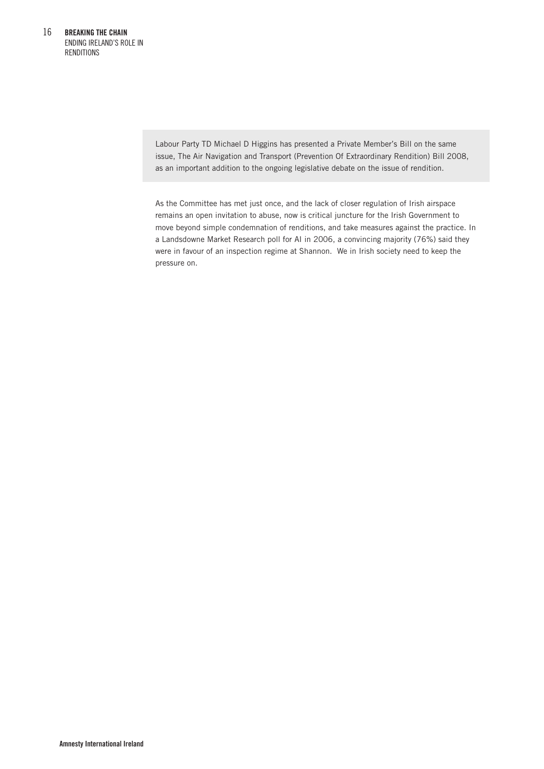Labour Party TD Michael D Higgins has presented a Private Member's Bill on the same issue, The Air Navigation and Transport (Prevention Of Extraordinary Rendition) Bill 2008, as an important addition to the ongoing legislative debate on the issue of rendition.

As the Committee has met just once, and the lack of closer regulation of Irish airspace remains an open invitation to abuse, now is critical juncture for the Irish Government to move beyond simple condemnation of renditions, and take measures against the practice. In a Landsdowne Market Research poll for AI in 2006, a convincing majority (76%) said they were in favour of an inspection regime at Shannon. We in Irish society need to keep the pressure on.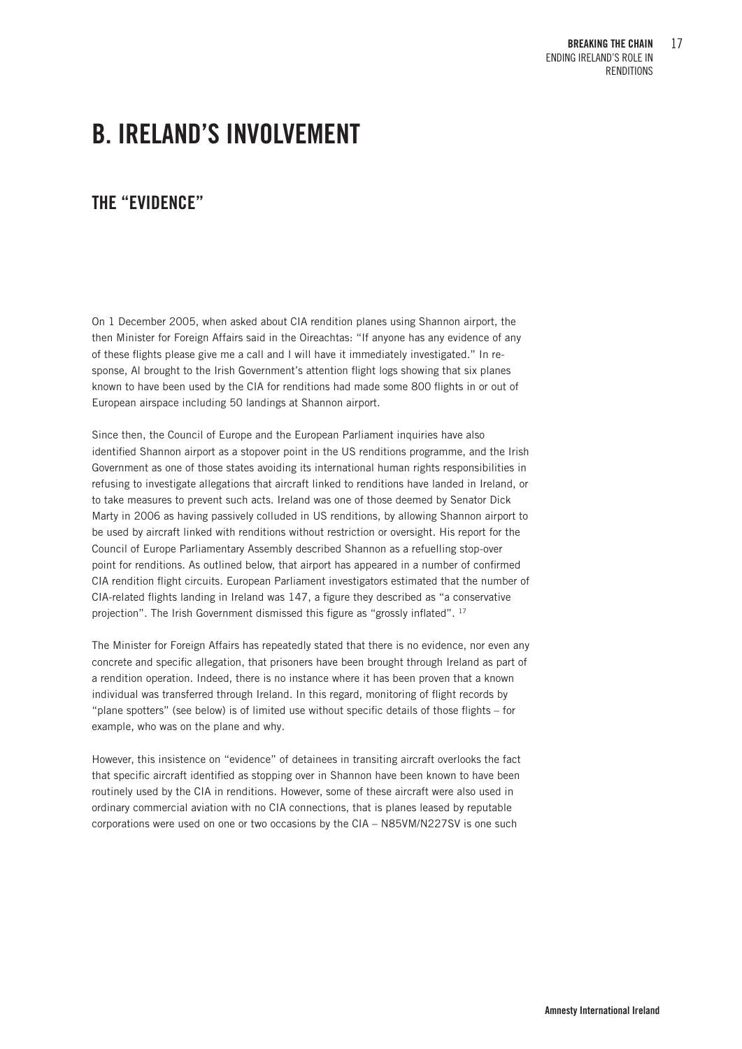# B. IRELAND'S INVOLVEMENT

## THE "EVIDENCE"

On 1 December 2005, when asked about CIA rendition planes using Shannon airport, the then Minister for Foreign Affairs said in the Oireachtas: "If anyone has any evidence of any of these flights please give me a call and I will have it immediately investigated." In response, AI brought to the Irish Government's attention flight logs showing that six planes known to have been used by the CIA for renditions had made some 800 flights in or out of European airspace including 50 landings at Shannon airport.

Since then, the Council of Europe and the European Parliament inquiries have also identified Shannon airport as a stopover point in the US renditions programme, and the Irish Government as one of those states avoiding its international human rights responsibilities in refusing to investigate allegations that aircraft linked to renditions have landed in Ireland, or to take measures to prevent such acts. Ireland was one of those deemed by Senator Dick Marty in 2006 as having passively colluded in US renditions, by allowing Shannon airport to be used by aircraft linked with renditions without restriction or oversight. His report for the Council of Europe Parliamentary Assembly described Shannon as a refuelling stop-over point for renditions. As outlined below, that airport has appeared in a number of confirmed CIA rendition flight circuits. European Parliament investigators estimated that the number of CIA-related flights landing in Ireland was 147, a figure they described as "a conservative projection". The Irish Government dismissed this figure as "grossly inflated". [17]

The Minister for Foreign Affairs has repeatedly stated that there is no evidence, nor even any concrete and specific allegation, that prisoners have been brought through Ireland as part of a rendition operation. Indeed, there is no instance where it has been proven that a known individual was transferred through Ireland. In this regard, monitoring of flight records by "plane spotters" (see below) is of limited use without specific details of those flights – for example, who was on the plane and why.

However, this insistence on "evidence" of detainees in transiting aircraft overlooks the fact that specific aircraft identified as stopping over in Shannon have been known to have been routinely used by the CIA in renditions. However, some of these aircraft were also used in ordinary commercial aviation with no CIA connections, that is planes leased by reputable corporations were used on one or two occasions by the CIA – N85VM/N227SV is one such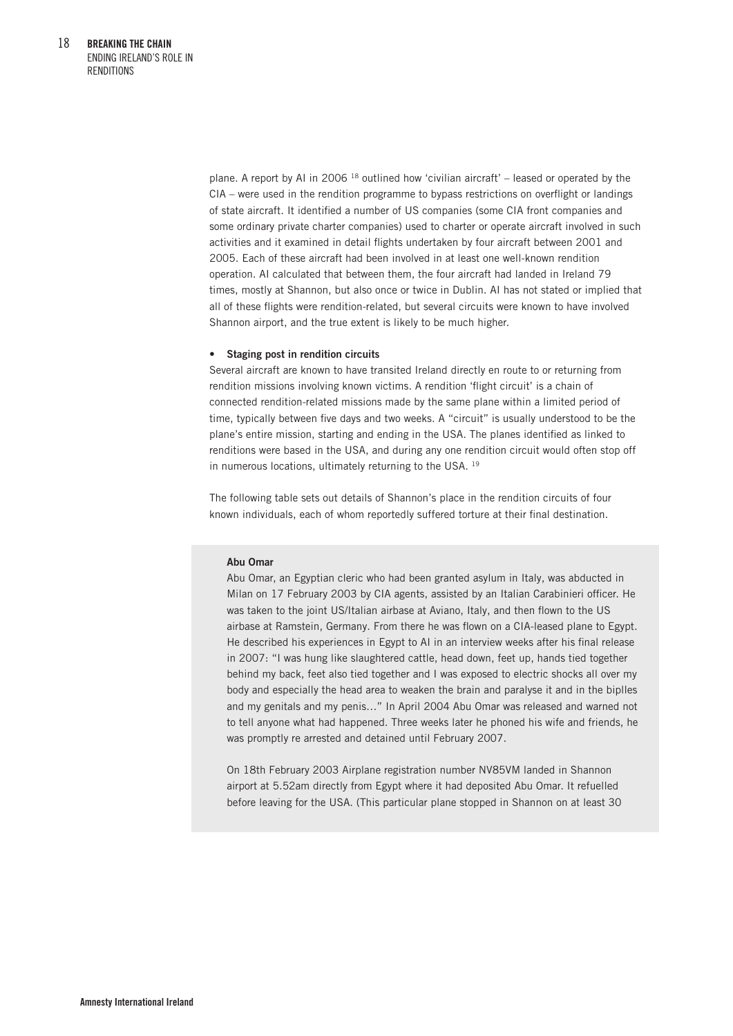plane. A report by AI in 2006 [18] outlined how 'civilian aircraft' – leased or operated by the CIA – were used in the rendition programme to bypass restrictions on overflight or landings of state aircraft. It identified a number of US companies (some CIA front companies and some ordinary private charter companies) used to charter or operate aircraft involved in such activities and it examined in detail flights undertaken by four aircraft between 2001 and 2005. Each of these aircraft had been involved in at least one well-known rendition operation. AI calculated that between them, the four aircraft had landed in Ireland 79 times, mostly at Shannon, but also once or twice in Dublin. AI has not stated or implied that all of these flights were rendition-related, but several circuits were known to have involved Shannon airport, and the true extent is likely to be much higher.

- **Staging post in rendition circuits**

Several aircraft are known to have transited Ireland directly en route to or returning from rendition missions involving known victims. A rendition 'flight circuit' is a chain of connected rendition-related missions made by the same plane within a limited period of time, typically between five days and two weeks. A "circuit" is usually understood to be the plane's entire mission, starting and ending in the USA. The planes identified as linked to renditions were based in the USA, and during any one rendition circuit would often stop off in numerous locations, ultimately returning to the USA. [19]

The following table sets out details of Shannon's place in the rendition circuits of four known individuals, each of whom reportedly suffered torture at their final destination.

**Abu Omar**

Abu Omar, an Egyptian cleric who had been granted asylum in Italy, was abducted in Milan on 17 February 2003 by CIA agents, assisted by an Italian Carabinieri officer. He was taken to the joint US/Italian airbase at Aviano, Italy, and then flown to the US airbase at Ramstein, Germany. From there he was flown on a CIA-leased plane to Egypt. He described his experiences in Egypt to AI in an interview weeks after his final release in 2007: "I was hung like slaughtered cattle, head down, feet up, hands tied together behind my back, feet also tied together and I was exposed to electric shocks all over my body and especially the head area to weaken the brain and paralyse it and in the biplles and my genitals and my penis…" In April 2004 Abu Omar was released and warned not to tell anyone what had happened. Three weeks later he phoned his wife and friends, he was promptly re arrested and detained until February 2007.

On 18th February 2003 Airplane registration number NV85VM landed in Shannon airport at 5.52am directly from Egypt where it had deposited Abu Omar. It refuelled before leaving for the USA. (This particular plane stopped in Shannon on at least 30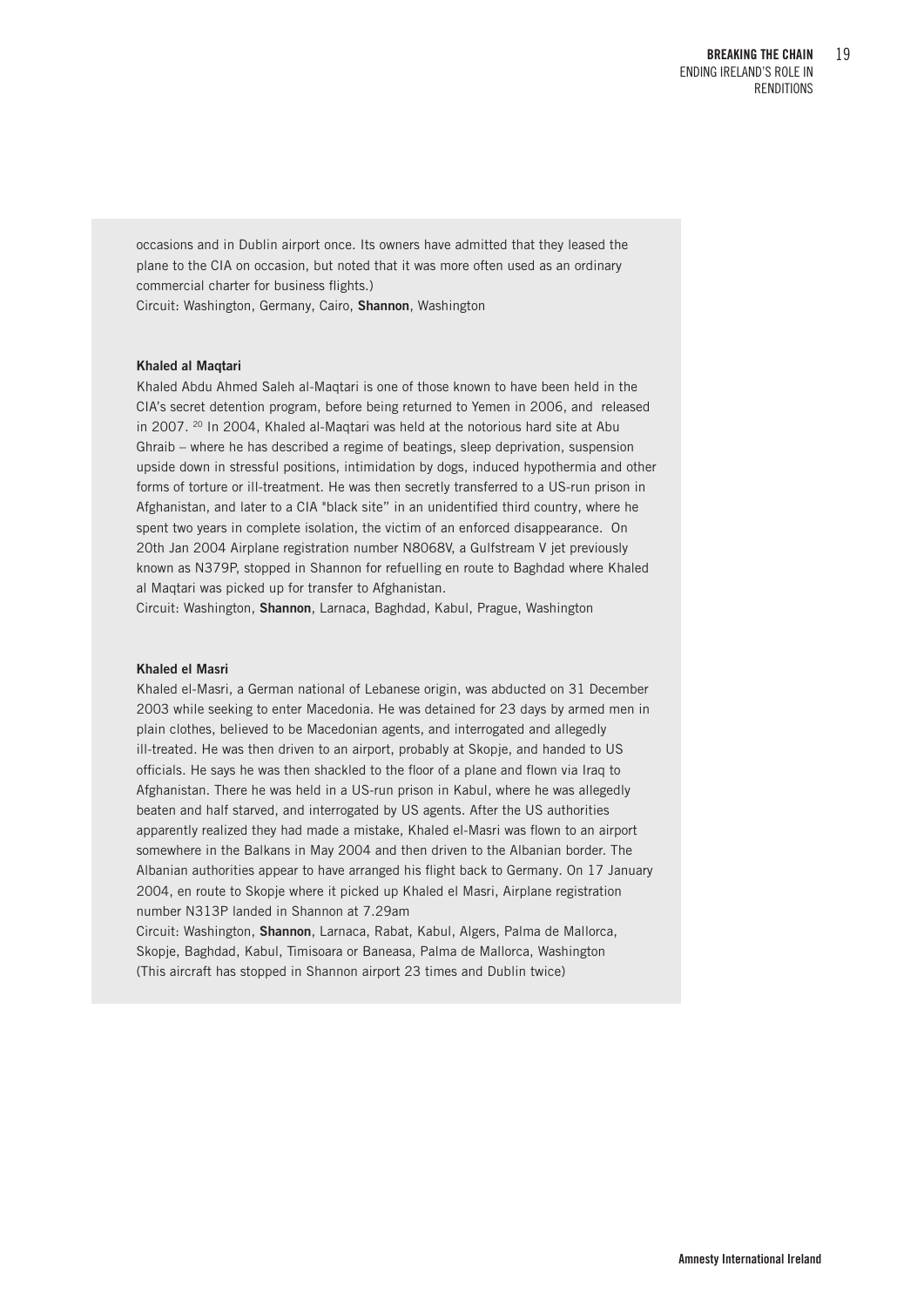occasions and in Dublin airport once. Its owners have admitted that they leased the plane to the CIA on occasion, but noted that it was more often used as an ordinary commercial charter for business flights.)
Circuit: Washington, Germany, Cairo, **Shannon**, Washington

**Khaled al Maqtari**

Khaled Abdu Ahmed Saleh al-Maqtari is one of those known to have been held in the CIA's secret detention program, before being returned to Yemen in 2006, and released in 2007. [20] In 2004, Khaled al-Maqtari was held at the notorious hard site at Abu Ghraib – where he has described a regime of beatings, sleep deprivation, suspension upside down in stressful positions, intimidation by dogs, induced hypothermia and other forms of torture or ill-treatment. He was then secretly transferred to a US-run prison in Afghanistan, and later to a CIA "black site" in an unidentified third country, where he spent two years in complete isolation, the victim of an enforced disappearance. On 20th Jan 2004 Airplane registration number N8068V, a Gulfstream V jet previously known as N379P, stopped in Shannon for refuelling en route to Baghdad where Khaled al Maqtari was picked up for transfer to Afghanistan.
Circuit: Washington, **Shannon**, Larnaca, Baghdad, Kabul, Prague, Washington

**Khaled el Masri**

Khaled el-Masri, a German national of Lebanese origin, was abducted on 31 December 2003 while seeking to enter Macedonia. He was detained for 23 days by armed men in plain clothes, believed to be Macedonian agents, and interrogated and allegedly ill-treated. He was then driven to an airport, probably at Skopje, and handed to US officials. He says he was then shackled to the floor of a plane and flown via Iraq to Afghanistan. There he was held in a US-run prison in Kabul, where he was allegedly beaten and half starved, and interrogated by US agents. After the US authorities apparently realized they had made a mistake, Khaled el-Masri was flown to an airport somewhere in the Balkans in May 2004 and then driven to the Albanian border. The Albanian authorities appear to have arranged his flight back to Germany. On 17 January 2004, en route to Skopje where it picked up Khaled el Masri, Airplane registration number N313P landed in Shannon at 7.29am
Circuit: Washington, **Shannon**, Larnaca, Rabat, Kabul, Algers, Palma de Mallorca, Skopje, Baghdad, Kabul, Timisoara or Baneasa, Palma de Mallorca, Washington
(This aircraft has stopped in Shannon airport 23 times and Dublin twice)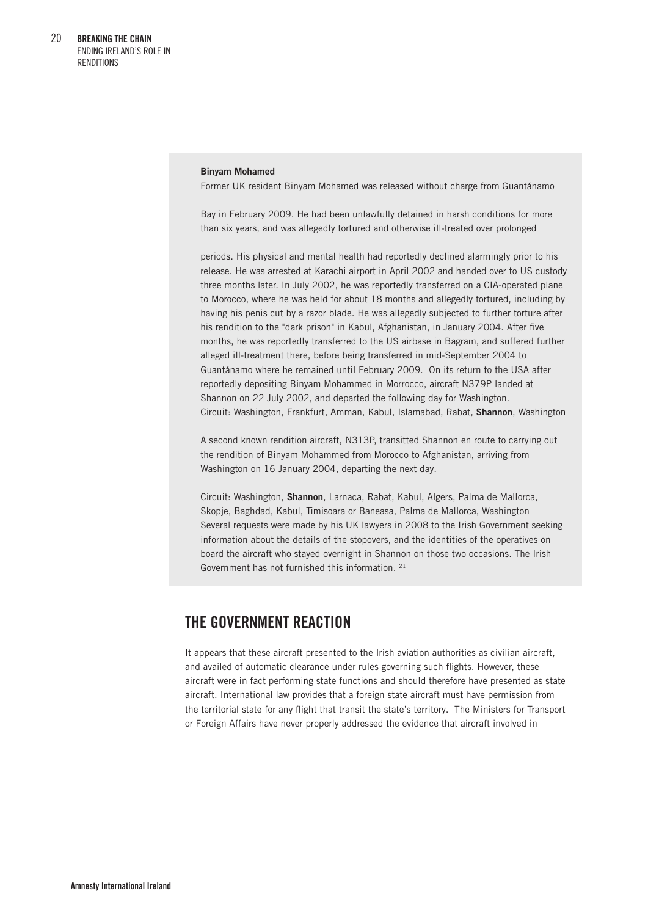**Binyam Mohamed**

Former UK resident Binyam Mohamed was released without charge from Guantánamo

Bay in February 2009. He had been unlawfully detained in harsh conditions for more than six years, and was allegedly tortured and otherwise ill-treated over prolonged

periods. His physical and mental health had reportedly declined alarmingly prior to his release. He was arrested at Karachi airport in April 2002 and handed over to US custody three months later. In July 2002, he was reportedly transferred on a CIA-operated plane to Morocco, where he was held for about 18 months and allegedly tortured, including by having his penis cut by a razor blade. He was allegedly subjected to further torture after his rendition to the "dark prison" in Kabul, Afghanistan, in January 2004. After five months, he was reportedly transferred to the US airbase in Bagram, and suffered further alleged ill-treatment there, before being transferred in mid-September 2004 to Guantánamo where he remained until February 2009. On its return to the USA after reportedly depositing Binyam Mohammed in Morrocco, aircraft N379P landed at Shannon on 22 July 2002, and departed the following day for Washington.
Circuit: Washington, Frankfurt, Amman, Kabul, Islamabad, Rabat, **Shannon**, Washington

A second known rendition aircraft, N313P, transitted Shannon en route to carrying out the rendition of Binyam Mohammed from Morocco to Afghanistan, arriving from Washington on 16 January 2004, departing the next day.

Circuit: Washington, **Shannon**, Larnaca, Rabat, Kabul, Algers, Palma de Mallorca, Skopje, Baghdad, Kabul, Timisoara or Baneasa, Palma de Mallorca, Washington
Several requests were made by his UK lawyers in 2008 to the Irish Government seeking information about the details of the stopovers, and the identities of the operatives on board the aircraft who stayed overnight in Shannon on those two occasions. The Irish Government has not furnished this information. [21]

## THE GOVERNMENT REACTION

It appears that these aircraft presented to the Irish aviation authorities as civilian aircraft, and availed of automatic clearance under rules governing such flights. However, these aircraft were in fact performing state functions and should therefore have presented as state aircraft. International law provides that a foreign state aircraft must have permission from the territorial state for any flight that transit the state's territory. The Ministers for Transport or Foreign Affairs have never properly addressed the evidence that aircraft involved in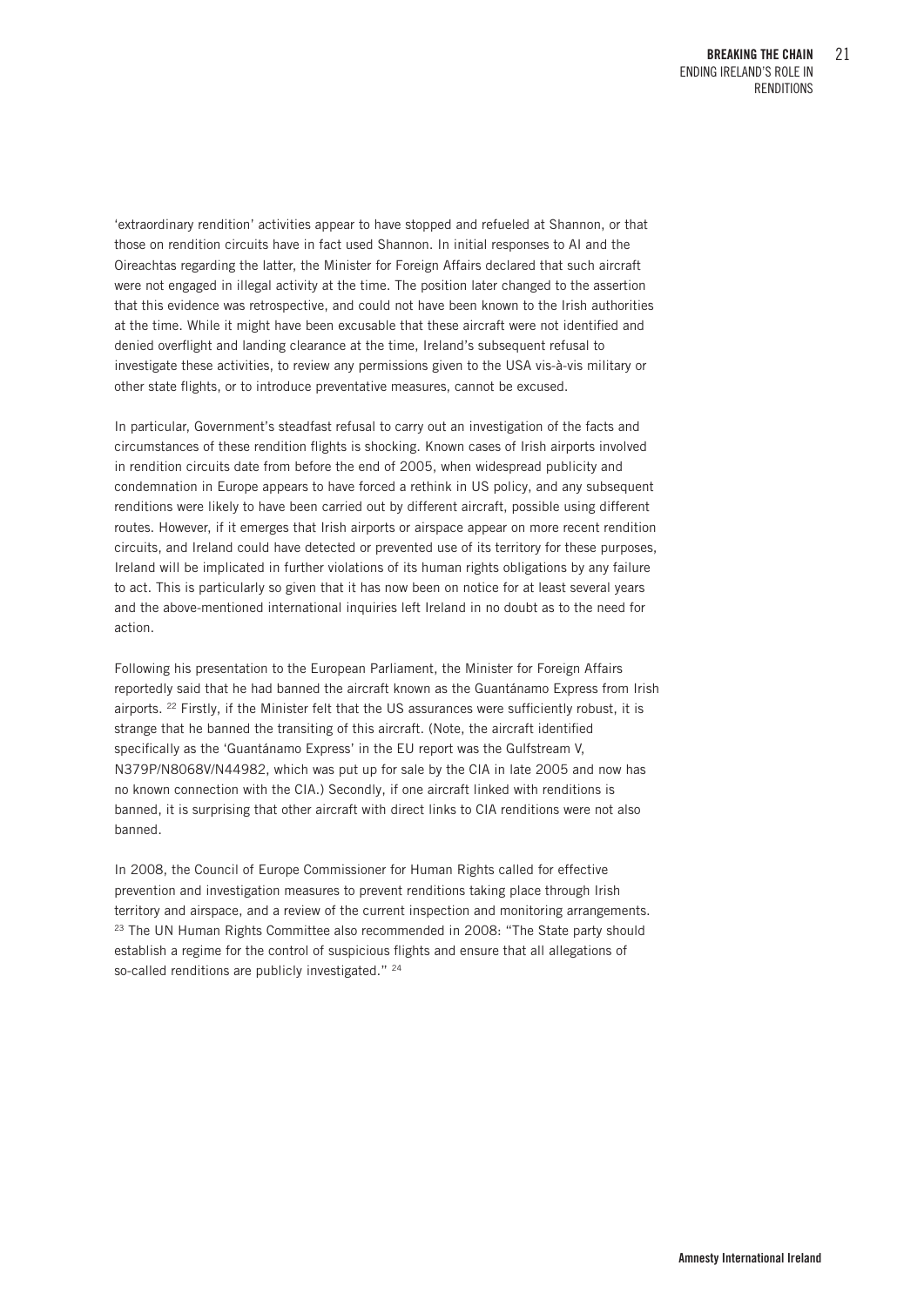'extraordinary rendition' activities appear to have stopped and refueled at Shannon, or that those on rendition circuits have in fact used Shannon. In initial responses to AI and the Oireachtas regarding the latter, the Minister for Foreign Affairs declared that such aircraft were not engaged in illegal activity at the time. The position later changed to the assertion that this evidence was retrospective, and could not have been known to the Irish authorities at the time. While it might have been excusable that these aircraft were not identified and denied overflight and landing clearance at the time, Ireland's subsequent refusal to investigate these activities, to review any permissions given to the USA vis-à-vis military or other state flights, or to introduce preventative measures, cannot be excused.

In particular, Government's steadfast refusal to carry out an investigation of the facts and circumstances of these rendition flights is shocking. Known cases of Irish airports involved in rendition circuits date from before the end of 2005, when widespread publicity and condemnation in Europe appears to have forced a rethink in US policy, and any subsequent renditions were likely to have been carried out by different aircraft, possible using different routes. However, if it emerges that Irish airports or airspace appear on more recent rendition circuits, and Ireland could have detected or prevented use of its territory for these purposes, Ireland will be implicated in further violations of its human rights obligations by any failure to act. This is particularly so given that it has now been on notice for at least several years and the above-mentioned international inquiries left Ireland in no doubt as to the need for action.

Following his presentation to the European Parliament, the Minister for Foreign Affairs reportedly said that he had banned the aircraft known as the Guantánamo Express from Irish airports. [22] Firstly, if the Minister felt that the US assurances were sufficiently robust, it is strange that he banned the transiting of this aircraft. (Note, the aircraft identified specifically as the 'Guantánamo Express' in the EU report was the Gulfstream V, N379P/N8068V/N44982, which was put up for sale by the CIA in late 2005 and now has no known connection with the CIA.) Secondly, if one aircraft linked with renditions is banned, it is surprising that other aircraft with direct links to CIA renditions were not also banned.

In 2008, the Council of Europe Commissioner for Human Rights called for effective prevention and investigation measures to prevent renditions taking place through Irish territory and airspace, and a review of the current inspection and monitoring arrangements. [23] The UN Human Rights Committee also recommended in 2008: "The State party should establish a regime for the control of suspicious flights and ensure that all allegations of so-called renditions are publicly investigated." [24]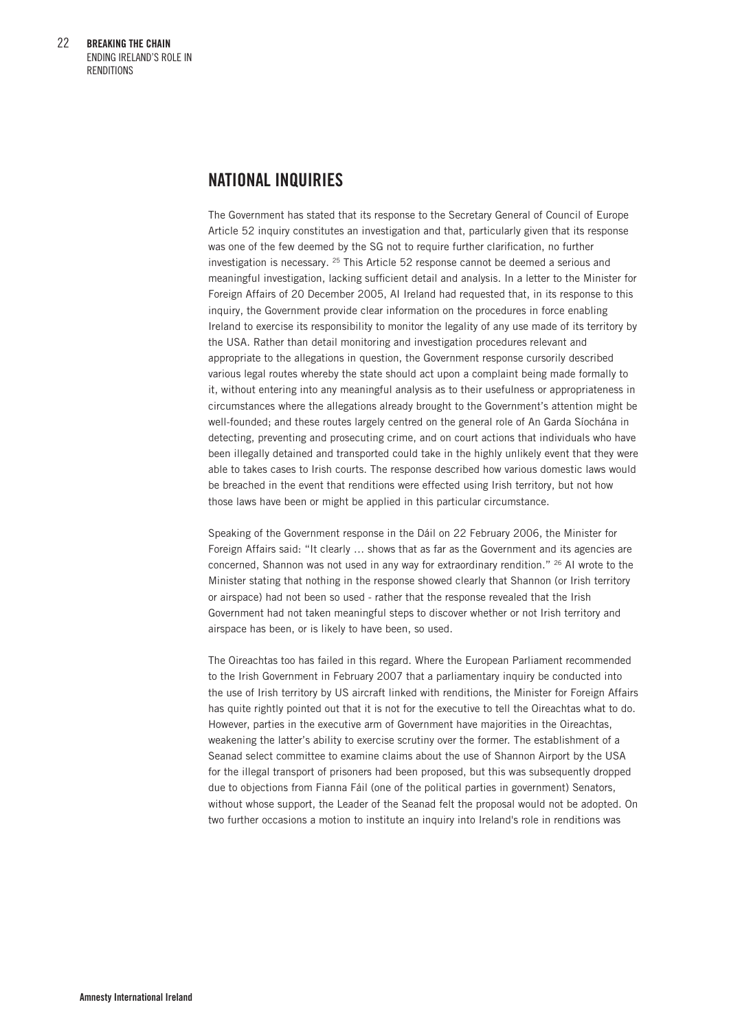## NATIONAL INQUIRIES

The Government has stated that its response to the Secretary General of Council of Europe Article 52 inquiry constitutes an investigation and that, particularly given that its response was one of the few deemed by the SG not to require further clarification, no further investigation is necessary. [25] This Article 52 response cannot be deemed a serious and meaningful investigation, lacking sufficient detail and analysis. In a letter to the Minister for Foreign Affairs of 20 December 2005, AI Ireland had requested that, in its response to this inquiry, the Government provide clear information on the procedures in force enabling Ireland to exercise its responsibility to monitor the legality of any use made of its territory by the USA. Rather than detail monitoring and investigation procedures relevant and appropriate to the allegations in question, the Government response cursorily described various legal routes whereby the state should act upon a complaint being made formally to it, without entering into any meaningful analysis as to their usefulness or appropriateness in circumstances where the allegations already brought to the Government's attention might be well-founded; and these routes largely centred on the general role of An Garda Síochána in detecting, preventing and prosecuting crime, and on court actions that individuals who have been illegally detained and transported could take in the highly unlikely event that they were able to takes cases to Irish courts. The response described how various domestic laws would be breached in the event that renditions were effected using Irish territory, but not how those laws have been or might be applied in this particular circumstance.

Speaking of the Government response in the Dáil on 22 February 2006, the Minister for Foreign Affairs said: "It clearly … shows that as far as the Government and its agencies are concerned, Shannon was not used in any way for extraordinary rendition." [26] AI wrote to the Minister stating that nothing in the response showed clearly that Shannon (or Irish territory or airspace) had not been so used - rather that the response revealed that the Irish Government had not taken meaningful steps to discover whether or not Irish territory and airspace has been, or is likely to have been, so used.

The Oireachtas too has failed in this regard. Where the European Parliament recommended to the Irish Government in February 2007 that a parliamentary inquiry be conducted into the use of Irish territory by US aircraft linked with renditions, the Minister for Foreign Affairs has quite rightly pointed out that it is not for the executive to tell the Oireachtas what to do. However, parties in the executive arm of Government have majorities in the Oireachtas, weakening the latter's ability to exercise scrutiny over the former. The establishment of a Seanad select committee to examine claims about the use of Shannon Airport by the USA for the illegal transport of prisoners had been proposed, but this was subsequently dropped due to objections from Fianna Fáil (one of the political parties in government) Senators, without whose support, the Leader of the Seanad felt the proposal would not be adopted. On two further occasions a motion to institute an inquiry into Ireland's role in renditions was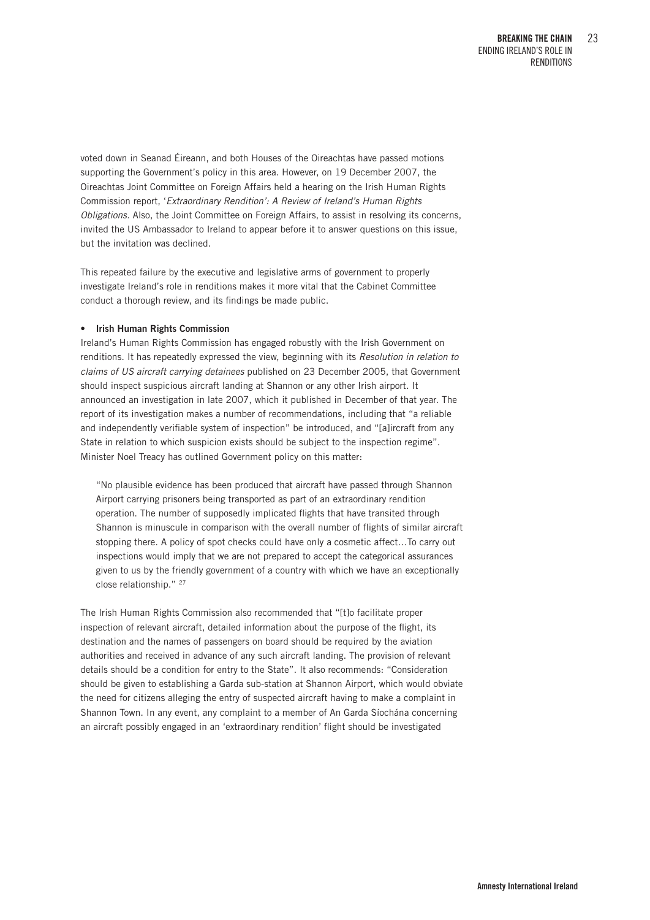voted down in Seanad Éireann, and both Houses of the Oireachtas have passed motions supporting the Government's policy in this area. However, on 19 December 2007, the Oireachtas Joint Committee on Foreign Affairs held a hearing on the Irish Human Rights Commission report, '*Extraordinary Rendition': A Review of Ireland's Human Rights Obligations.* Also, the Joint Committee on Foreign Affairs, to assist in resolving its concerns, invited the US Ambassador to Ireland to appear before it to answer questions on this issue, but the invitation was declined.

This repeated failure by the executive and legislative arms of government to properly investigate Ireland's role in renditions makes it more vital that the Cabinet Committee conduct a thorough review, and its findings be made public.

- **Irish Human Rights Commission**

Ireland's Human Rights Commission has engaged robustly with the Irish Government on renditions. It has repeatedly expressed the view, beginning with its *Resolution in relation to claims of US aircraft carrying detainees* published on 23 December 2005, that Government should inspect suspicious aircraft landing at Shannon or any other Irish airport. It announced an investigation in late 2007, which it published in December of that year. The report of its investigation makes a number of recommendations, including that "a reliable and independently verifiable system of inspection" be introduced, and "[a]ircraft from any State in relation to which suspicion exists should be subject to the inspection regime". Minister Noel Treacy has outlined Government policy on this matter:

> "No plausible evidence has been produced that aircraft have passed through Shannon Airport carrying prisoners being transported as part of an extraordinary rendition operation. The number of supposedly implicated flights that have transited through Shannon is minuscule in comparison with the overall number of flights of similar aircraft stopping there. A policy of spot checks could have only a cosmetic affect…To carry out inspections would imply that we are not prepared to accept the categorical assurances given to us by the friendly government of a country with which we have an exceptionally close relationship." [27]

The Irish Human Rights Commission also recommended that "[t]o facilitate proper inspection of relevant aircraft, detailed information about the purpose of the flight, its destination and the names of passengers on board should be required by the aviation authorities and received in advance of any such aircraft landing. The provision of relevant details should be a condition for entry to the State". It also recommends: "Consideration should be given to establishing a Garda sub-station at Shannon Airport, which would obviate the need for citizens alleging the entry of suspected aircraft having to make a complaint in Shannon Town. In any event, any complaint to a member of An Garda Síochána concerning an aircraft possibly engaged in an 'extraordinary rendition' flight should be investigated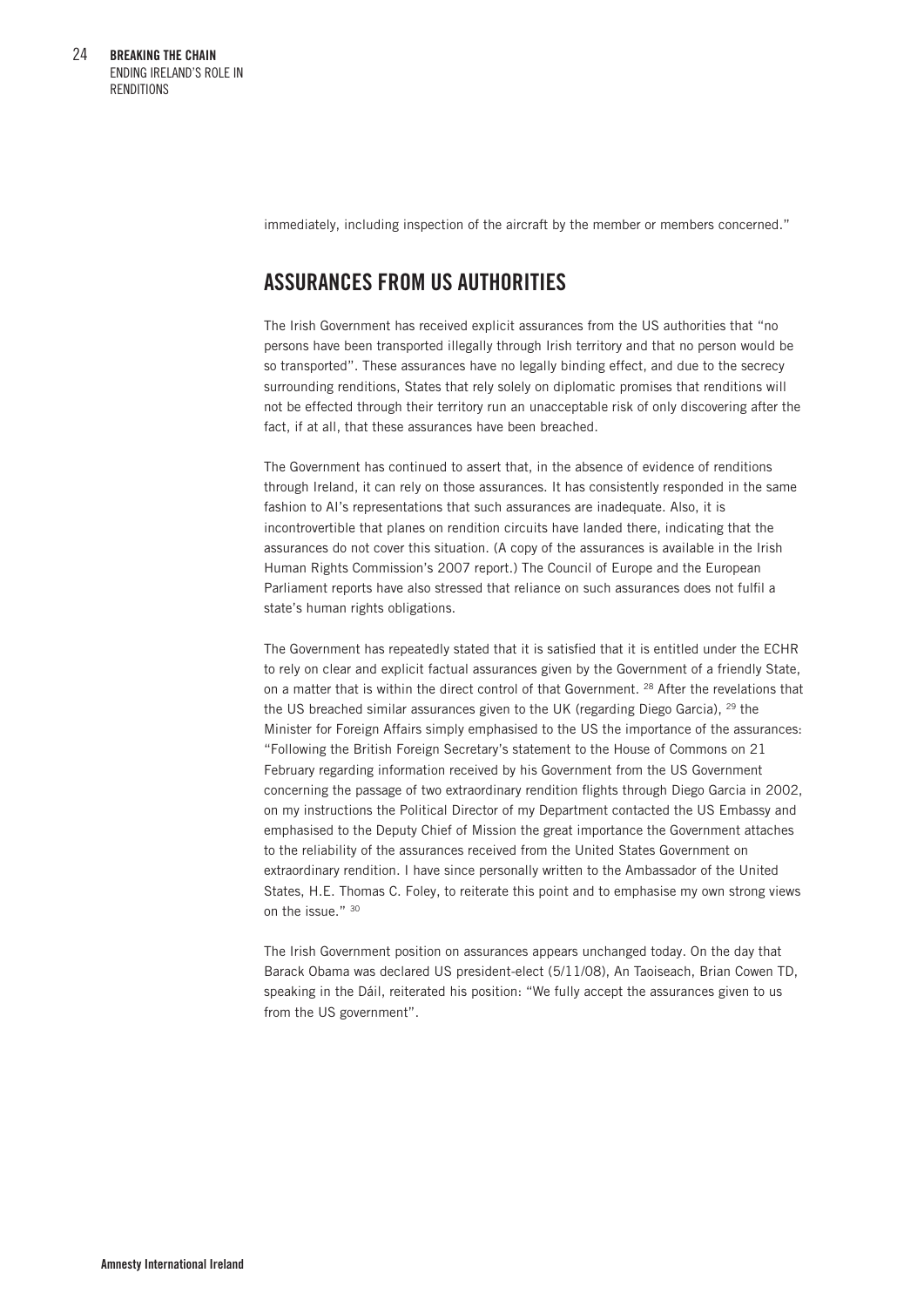immediately, including inspection of the aircraft by the member or members concerned."

## ASSURANCES FROM US AUTHORITIES

The Irish Government has received explicit assurances from the US authorities that "no persons have been transported illegally through Irish territory and that no person would be so transported". These assurances have no legally binding effect, and due to the secrecy surrounding renditions, States that rely solely on diplomatic promises that renditions will not be effected through their territory run an unacceptable risk of only discovering after the fact, if at all, that these assurances have been breached.

The Government has continued to assert that, in the absence of evidence of renditions through Ireland, it can rely on those assurances. It has consistently responded in the same fashion to AI's representations that such assurances are inadequate. Also, it is incontrovertible that planes on rendition circuits have landed there, indicating that the assurances do not cover this situation. (A copy of the assurances is available in the Irish Human Rights Commission's 2007 report.) The Council of Europe and the European Parliament reports have also stressed that reliance on such assurances does not fulfil a state's human rights obligations.

The Government has repeatedly stated that it is satisfied that it is entitled under the ECHR to rely on clear and explicit factual assurances given by the Government of a friendly State, on a matter that is within the direct control of that Government. [28] After the revelations that the US breached similar assurances given to the UK (regarding Diego Garcia), [29] the Minister for Foreign Affairs simply emphasised to the US the importance of the assurances: "Following the British Foreign Secretary's statement to the House of Commons on 21 February regarding information received by his Government from the US Government concerning the passage of two extraordinary rendition flights through Diego Garcia in 2002, on my instructions the Political Director of my Department contacted the US Embassy and emphasised to the Deputy Chief of Mission the great importance the Government attaches to the reliability of the assurances received from the United States Government on extraordinary rendition. I have since personally written to the Ambassador of the United States, H.E. Thomas C. Foley, to reiterate this point and to emphasise my own strong views on the issue." [30]

The Irish Government position on assurances appears unchanged today. On the day that Barack Obama was declared US president-elect (5/11/08), An Taoiseach, Brian Cowen TD, speaking in the Dáil, reiterated his position: "We fully accept the assurances given to us from the US government".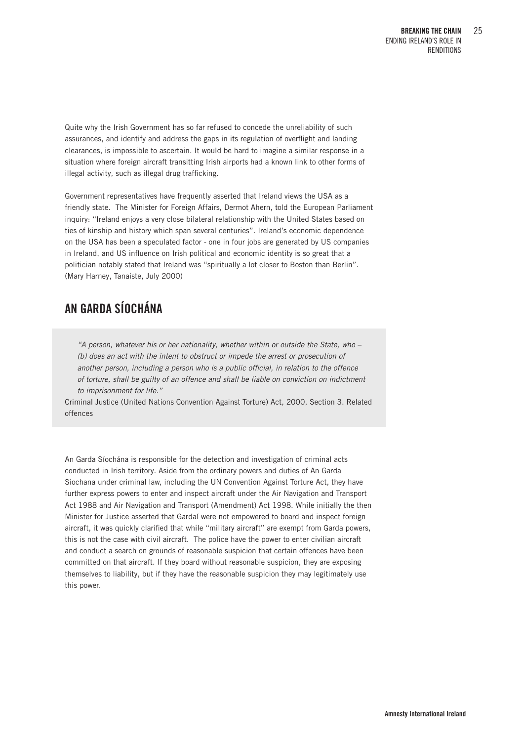Quite why the Irish Government has so far refused to concede the unreliability of such assurances, and identify and address the gaps in its regulation of overflight and landing clearances, is impossible to ascertain. It would be hard to imagine a similar response in a situation where foreign aircraft transitting Irish airports had a known link to other forms of illegal activity, such as illegal drug trafficking.

Government representatives have frequently asserted that Ireland views the USA as a friendly state. The Minister for Foreign Affairs, Dermot Ahern, told the European Parliament inquiry: "Ireland enjoys a very close bilateral relationship with the United States based on ties of kinship and history which span several centuries". Ireland's economic dependence on the USA has been a speculated factor - one in four jobs are generated by US companies in Ireland, and US influence on Irish political and economic identity is so great that a politician notably stated that Ireland was "spiritually a lot closer to Boston than Berlin". (Mary Harney, Tanaiste, July 2000)

## AN GARDA SÍOCHÁNA

> *"A person, whatever his or her nationality, whether within or outside the State, who – (b) does an act with the intent to obstruct or impede the arrest or prosecution of another person, including a person who is a public official, in relation to the offence of torture, shall be guilty of an offence and shall be liable on conviction on indictment to imprisonment for life."*
>
> Criminal Justice (United Nations Convention Against Torture) Act, 2000, Section 3. Related offences

An Garda Síochána is responsible for the detection and investigation of criminal acts conducted in Irish territory. Aside from the ordinary powers and duties of An Garda Siochana under criminal law, including the UN Convention Against Torture Act, they have further express powers to enter and inspect aircraft under the Air Navigation and Transport Act 1988 and Air Navigation and Transport (Amendment) Act 1998. While initially the then Minister for Justice asserted that Gardaí were not empowered to board and inspect foreign aircraft, it was quickly clarified that while "military aircraft" are exempt from Garda powers, this is not the case with civil aircraft. The police have the power to enter civilian aircraft and conduct a search on grounds of reasonable suspicion that certain offences have been committed on that aircraft. If they board without reasonable suspicion, they are exposing themselves to liability, but if they have the reasonable suspicion they may legitimately use this power.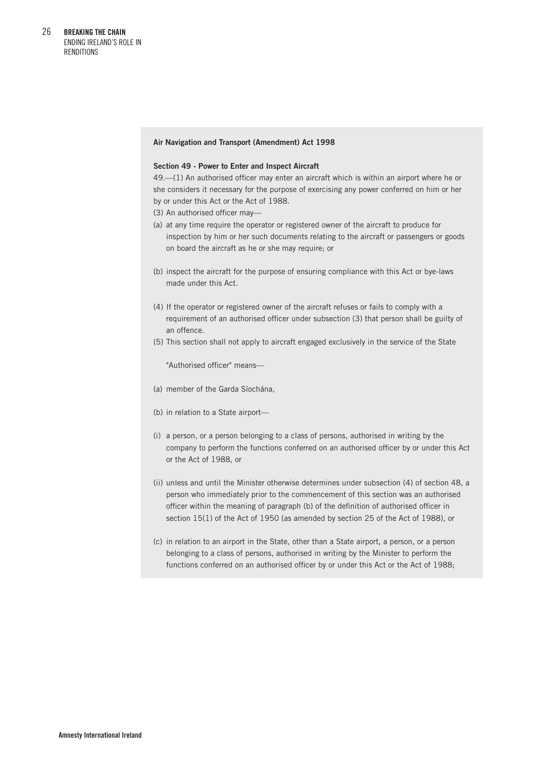**Air Navigation and Transport (Amendment) Act 1998**

**Section 49 - Power to Enter and Inspect Aircraft**

49.—(1) An authorised officer may enter an aircraft which is within an airport where he or she considers it necessary for the purpose of exercising any power conferred on him or her by or under this Act or the Act of 1988.

(3) An authorised officer may—

(a) at any time require the operator or registered owner of the aircraft to produce for inspection by him or her such documents relating to the aircraft or passengers or goods on board the aircraft as he or she may require; or

(b) inspect the aircraft for the purpose of ensuring compliance with this Act or bye-laws made under this Act.

(4) If the operator or registered owner of the aircraft refuses or fails to comply with a requirement of an authorised officer under subsection (3) that person shall be guilty of an offence.

(5) This section shall not apply to aircraft engaged exclusively in the service of the State

"Authorised officer" means—

(a) member of the Garda Síochána,

(b) in relation to a State airport—

(i) a person, or a person belonging to a class of persons, authorised in writing by the company to perform the functions conferred on an authorised officer by or under this Act or the Act of 1988, or

(ii) unless and until the Minister otherwise determines under subsection (4) of section 48, a person who immediately prior to the commencement of this section was an authorised officer within the meaning of paragraph (b) of the definition of authorised officer in section 15(1) of the Act of 1950 (as amended by section 25 of the Act of 1988), or

(c) in relation to an airport in the State, other than a State airport, a person, or a person belonging to a class of persons, authorised in writing by the Minister to perform the functions conferred on an authorised officer by or under this Act or the Act of 1988;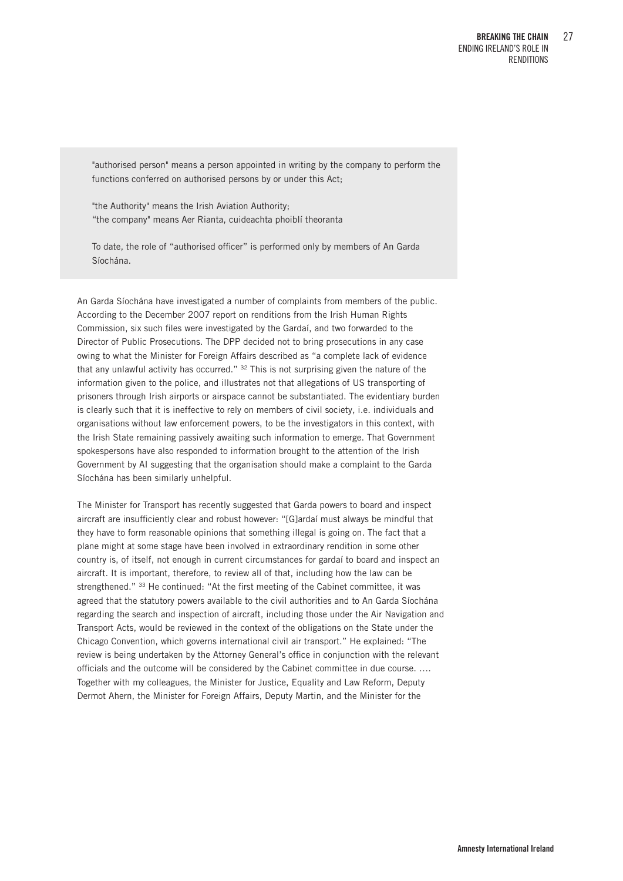"authorised person" means a person appointed in writing by the company to perform the functions conferred on authorised persons by or under this Act;

"the Authority" means the Irish Aviation Authority;
"the company" means Aer Rianta, cuideachta phoiblí theoranta

To date, the role of "authorised officer" is performed only by members of An Garda Síochána.

An Garda Síochána have investigated a number of complaints from members of the public. According to the December 2007 report on renditions from the Irish Human Rights Commission, six such files were investigated by the Gardaí, and two forwarded to the Director of Public Prosecutions. The DPP decided not to bring prosecutions in any case owing to what the Minister for Foreign Affairs described as "a complete lack of evidence that any unlawful activity has occurred." [32] This is not surprising given the nature of the information given to the police, and illustrates not that allegations of US transporting of prisoners through Irish airports or airspace cannot be substantiated. The evidentiary burden is clearly such that it is ineffective to rely on members of civil society, i.e. individuals and organisations without law enforcement powers, to be the investigators in this context, with the Irish State remaining passively awaiting such information to emerge. That Government spokespersons have also responded to information brought to the attention of the Irish Government by AI suggesting that the organisation should make a complaint to the Garda Síochána has been similarly unhelpful.

The Minister for Transport has recently suggested that Garda powers to board and inspect aircraft are insufficiently clear and robust however: "[G]ardaí must always be mindful that they have to form reasonable opinions that something illegal is going on. The fact that a plane might at some stage have been involved in extraordinary rendition in some other country is, of itself, not enough in current circumstances for gardaí to board and inspect an aircraft. It is important, therefore, to review all of that, including how the law can be strengthened." [33] He continued: "At the first meeting of the Cabinet committee, it was agreed that the statutory powers available to the civil authorities and to An Garda Síochána regarding the search and inspection of aircraft, including those under the Air Navigation and Transport Acts, would be reviewed in the context of the obligations on the State under the Chicago Convention, which governs international civil air transport." He explained: "The review is being undertaken by the Attorney General's office in conjunction with the relevant officials and the outcome will be considered by the Cabinet committee in due course. …. Together with my colleagues, the Minister for Justice, Equality and Law Reform, Deputy Dermot Ahern, the Minister for Foreign Affairs, Deputy Martin, and the Minister for the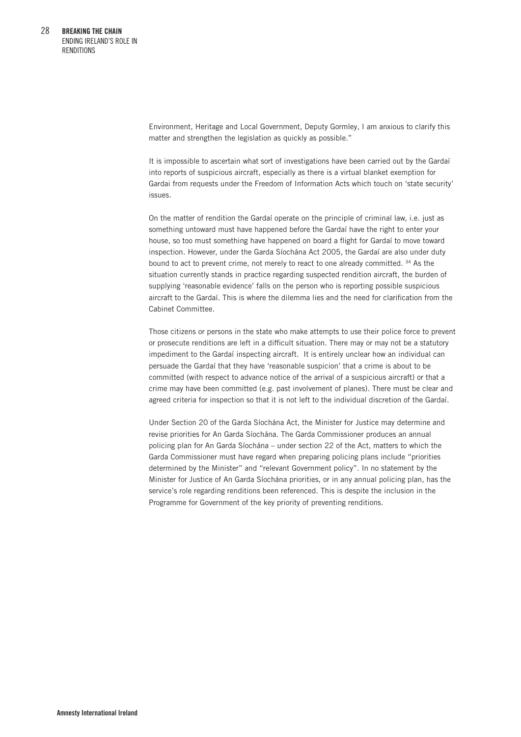Environment, Heritage and Local Government, Deputy Gormley, I am anxious to clarify this matter and strengthen the legislation as quickly as possible."

It is impossible to ascertain what sort of investigations have been carried out by the Gardaí into reports of suspicious aircraft, especially as there is a virtual blanket exemption for Gardai from requests under the Freedom of Information Acts which touch on 'state security' issues.

On the matter of rendition the Gardaí operate on the principle of criminal law, i.e. just as something untoward must have happened before the Gardaí have the right to enter your house, so too must something have happened on board a flight for Gardaí to move toward inspection. However, under the Garda Síochána Act 2005, the Gardaí are also under duty bound to act to prevent crime, not merely to react to one already committed. [34] As the situation currently stands in practice regarding suspected rendition aircraft, the burden of supplying 'reasonable evidence' falls on the person who is reporting possible suspicious aircraft to the Gardaí. This is where the dilemma lies and the need for clarification from the Cabinet Committee.

Those citizens or persons in the state who make attempts to use their police force to prevent or prosecute renditions are left in a difficult situation. There may or may not be a statutory impediment to the Gardaí inspecting aircraft. It is entirely unclear how an individual can persuade the Gardaí that they have 'reasonable suspicion' that a crime is about to be committed (with respect to advance notice of the arrival of a suspicious aircraft) or that a crime may have been committed (e.g. past involvement of planes). There must be clear and agreed criteria for inspection so that it is not left to the individual discretion of the Gardaí.

Under Section 20 of the Garda Síochána Act, the Minister for Justice may determine and revise priorities for An Garda Síochána. The Garda Commissioner produces an annual policing plan for An Garda Síochána – under section 22 of the Act, matters to which the Garda Commissioner must have regard when preparing policing plans include "priorities determined by the Minister" and "relevant Government policy". In no statement by the Minister for Justice of An Garda Síochána priorities, or in any annual policing plan, has the service's role regarding renditions been referenced. This is despite the inclusion in the Programme for Government of the key priority of preventing renditions.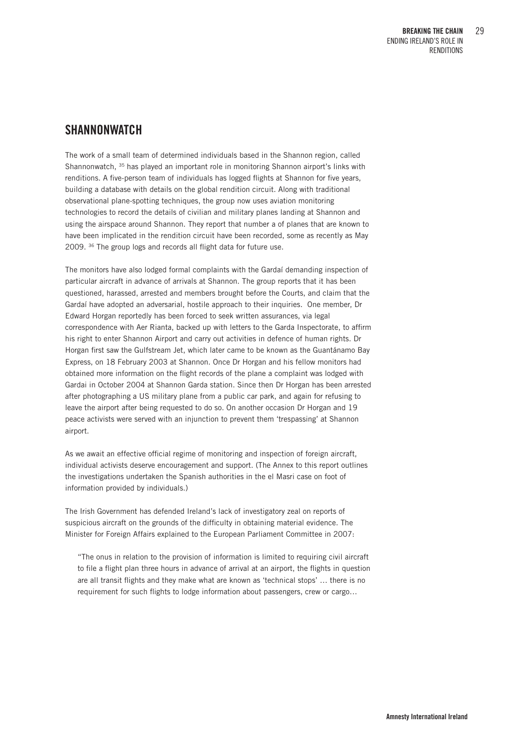## SHANNONWATCH

The work of a small team of determined individuals based in the Shannon region, called Shannonwatch, [35] has played an important role in monitoring Shannon airport's links with renditions. A five-person team of individuals has logged flights at Shannon for five years, building a database with details on the global rendition circuit. Along with traditional observational plane-spotting techniques, the group now uses aviation monitoring technologies to record the details of civilian and military planes landing at Shannon and using the airspace around Shannon. They report that number a of planes that are known to have been implicated in the rendition circuit have been recorded, some as recently as May 2009. [36] The group logs and records all flight data for future use.

The monitors have also lodged formal complaints with the Gardaí demanding inspection of particular aircraft in advance of arrivals at Shannon. The group reports that it has been questioned, harassed, arrested and members brought before the Courts, and claim that the Gardaí have adopted an adversarial, hostile approach to their inquiries. One member, Dr Edward Horgan reportedly has been forced to seek written assurances, via legal correspondence with Aer Rianta, backed up with letters to the Garda Inspectorate, to affirm his right to enter Shannon Airport and carry out activities in defence of human rights. Dr Horgan first saw the Gulfstream Jet, which later came to be known as the Guantánamo Bay Express, on 18 February 2003 at Shannon. Once Dr Horgan and his fellow monitors had obtained more information on the flight records of the plane a complaint was lodged with Gardai in October 2004 at Shannon Garda station. Since then Dr Horgan has been arrested after photographing a US military plane from a public car park, and again for refusing to leave the airport after being requested to do so. On another occasion Dr Horgan and 19 peace activists were served with an injunction to prevent them 'trespassing' at Shannon airport.

As we await an effective official regime of monitoring and inspection of foreign aircraft, individual activists deserve encouragement and support. (The Annex to this report outlines the investigations undertaken the Spanish authorities in the el Masri case on foot of information provided by individuals.)

The Irish Government has defended Ireland's lack of investigatory zeal on reports of suspicious aircraft on the grounds of the difficulty in obtaining material evidence. The Minister for Foreign Affairs explained to the European Parliament Committee in 2007:

> "The onus in relation to the provision of information is limited to requiring civil aircraft to file a flight plan three hours in advance of arrival at an airport, the flights in question are all transit flights and they make what are known as 'technical stops' … there is no requirement for such flights to lodge information about passengers, crew or cargo…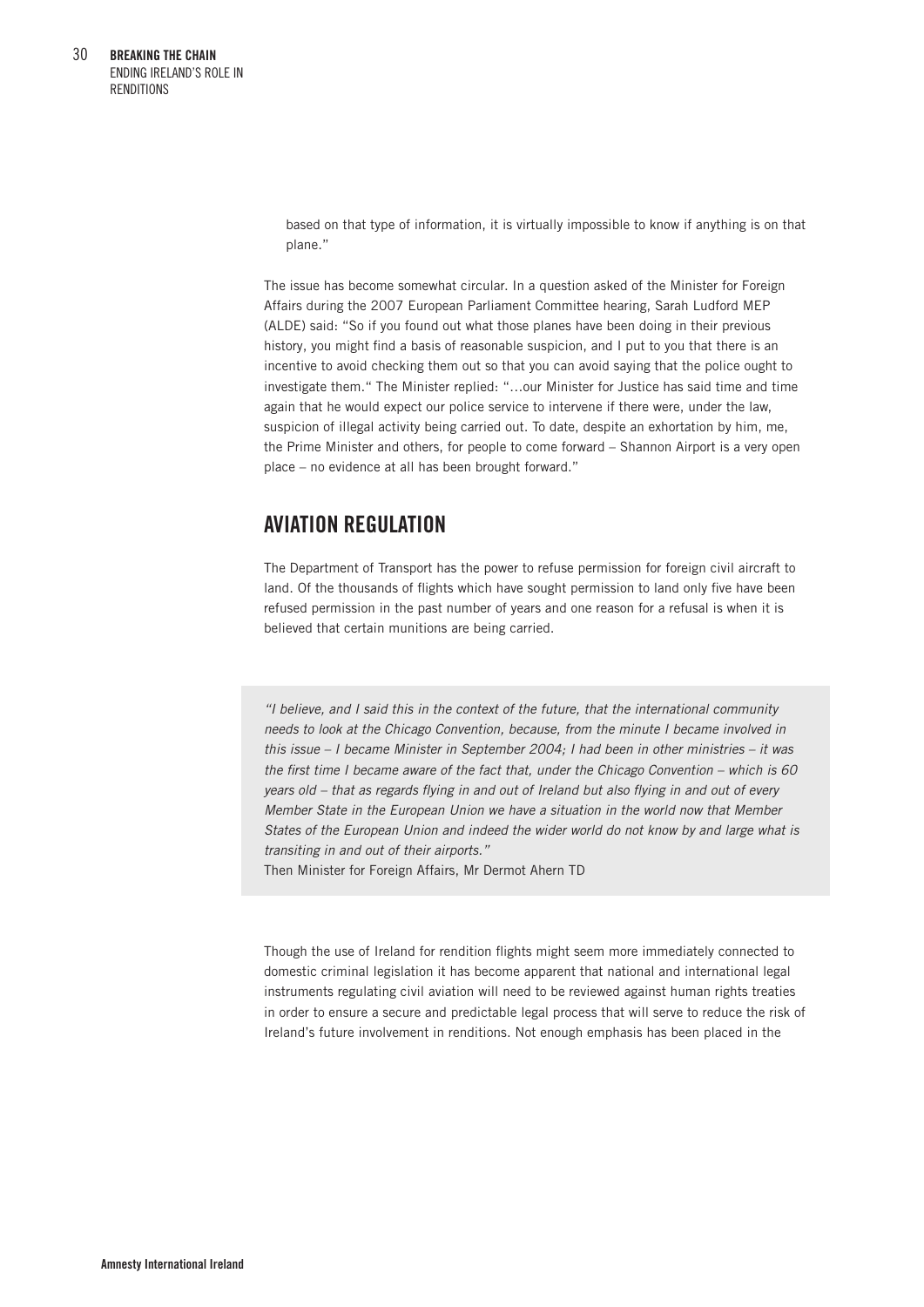based on that type of information, it is virtually impossible to know if anything is on that plane."

The issue has become somewhat circular. In a question asked of the Minister for Foreign Affairs during the 2007 European Parliament Committee hearing, Sarah Ludford MEP (ALDE) said: "So if you found out what those planes have been doing in their previous history, you might find a basis of reasonable suspicion, and I put to you that there is an incentive to avoid checking them out so that you can avoid saying that the police ought to investigate them." The Minister replied: "…our Minister for Justice has said time and time again that he would expect our police service to intervene if there were, under the law, suspicion of illegal activity being carried out. To date, despite an exhortation by him, me, the Prime Minister and others, for people to come forward – Shannon Airport is a very open place – no evidence at all has been brought forward."

## AVIATION REGULATION

The Department of Transport has the power to refuse permission for foreign civil aircraft to land. Of the thousands of flights which have sought permission to land only five have been refused permission in the past number of years and one reason for a refusal is when it is believed that certain munitions are being carried.

> *"I believe, and I said this in the context of the future, that the international community needs to look at the Chicago Convention, because, from the minute I became involved in this issue – I became Minister in September 2004; I had been in other ministries – it was the first time I became aware of the fact that, under the Chicago Convention – which is 60 years old – that as regards flying in and out of Ireland but also flying in and out of every Member State in the European Union we have a situation in the world now that Member States of the European Union and indeed the wider world do not know by and large what is transiting in and out of their airports."*
> Then Minister for Foreign Affairs, Mr Dermot Ahern TD

Though the use of Ireland for rendition flights might seem more immediately connected to domestic criminal legislation it has become apparent that national and international legal instruments regulating civil aviation will need to be reviewed against human rights treaties in order to ensure a secure and predictable legal process that will serve to reduce the risk of Ireland's future involvement in renditions. Not enough emphasis has been placed in the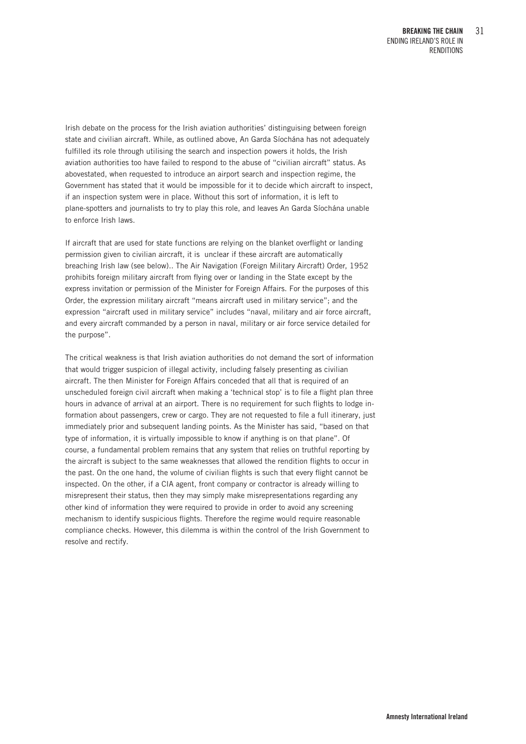Irish debate on the process for the Irish aviation authorities' distinguising between foreign state and civilian aircraft. While, as outlined above, An Garda Síochána has not adequately fulfilled its role through utilising the search and inspection powers it holds, the Irish aviation authorities too have failed to respond to the abuse of "civilian aircraft" status. As abovestated, when requested to introduce an airport search and inspection regime, the Government has stated that it would be impossible for it to decide which aircraft to inspect, if an inspection system were in place. Without this sort of information, it is left to plane-spotters and journalists to try to play this role, and leaves An Garda Síochána unable to enforce Irish laws.

If aircraft that are used for state functions are relying on the blanket overflight or landing permission given to civilian aircraft, it is unclear if these aircraft are automatically breaching Irish law (see below).. The Air Navigation (Foreign Military Aircraft) Order, 1952 prohibits foreign military aircraft from flying over or landing in the State except by the express invitation or permission of the Minister for Foreign Affairs. For the purposes of this Order, the expression military aircraft "means aircraft used in military service"; and the expression "aircraft used in military service" includes "naval, military and air force aircraft, and every aircraft commanded by a person in naval, military or air force service detailed for the purpose".

The critical weakness is that Irish aviation authorities do not demand the sort of information that would trigger suspicion of illegal activity, including falsely presenting as civilian aircraft. The then Minister for Foreign Affairs conceded that all that is required of an unscheduled foreign civil aircraft when making a 'technical stop' is to file a flight plan three hours in advance of arrival at an airport. There is no requirement for such flights to lodge information about passengers, crew or cargo. They are not requested to file a full itinerary, just immediately prior and subsequent landing points. As the Minister has said, "based on that type of information, it is virtually impossible to know if anything is on that plane". Of course, a fundamental problem remains that any system that relies on truthful reporting by the aircraft is subject to the same weaknesses that allowed the rendition flights to occur in the past. On the one hand, the volume of civilian flights is such that every flight cannot be inspected. On the other, if a CIA agent, front company or contractor is already willing to misrepresent their status, then they may simply make misrepresentations regarding any other kind of information they were required to provide in order to avoid any screening mechanism to identify suspicious flights. Therefore the regime would require reasonable compliance checks. However, this dilemma is within the control of the Irish Government to resolve and rectify.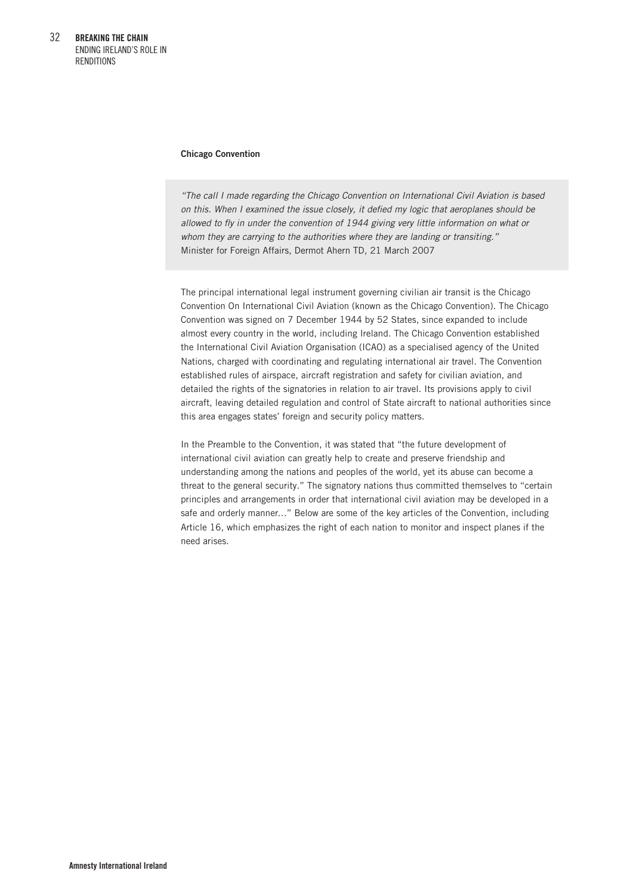### Chicago Convention

> *"The call I made regarding the Chicago Convention on International Civil Aviation is based on this. When I examined the issue closely, it defied my logic that aeroplanes should be allowed to fly in under the convention of 1944 giving very little information on what or whom they are carrying to the authorities where they are landing or transiting."*
> Minister for Foreign Affairs, Dermot Ahern TD, 21 March 2007

The principal international legal instrument governing civilian air transit is the Chicago Convention On International Civil Aviation (known as the Chicago Convention). The Chicago Convention was signed on 7 December 1944 by 52 States, since expanded to include almost every country in the world, including Ireland. The Chicago Convention established the International Civil Aviation Organisation (ICAO) as a specialised agency of the United Nations, charged with coordinating and regulating international air travel. The Convention established rules of airspace, aircraft registration and safety for civilian aviation, and detailed the rights of the signatories in relation to air travel. Its provisions apply to civil aircraft, leaving detailed regulation and control of State aircraft to national authorities since this area engages states' foreign and security policy matters.

In the Preamble to the Convention, it was stated that "the future development of international civil aviation can greatly help to create and preserve friendship and understanding among the nations and peoples of the world, yet its abuse can become a threat to the general security." The signatory nations thus committed themselves to "certain principles and arrangements in order that international civil aviation may be developed in a safe and orderly manner..." Below are some of the key articles of the Convention, including Article 16, which emphasizes the right of each nation to monitor and inspect planes if the need arises.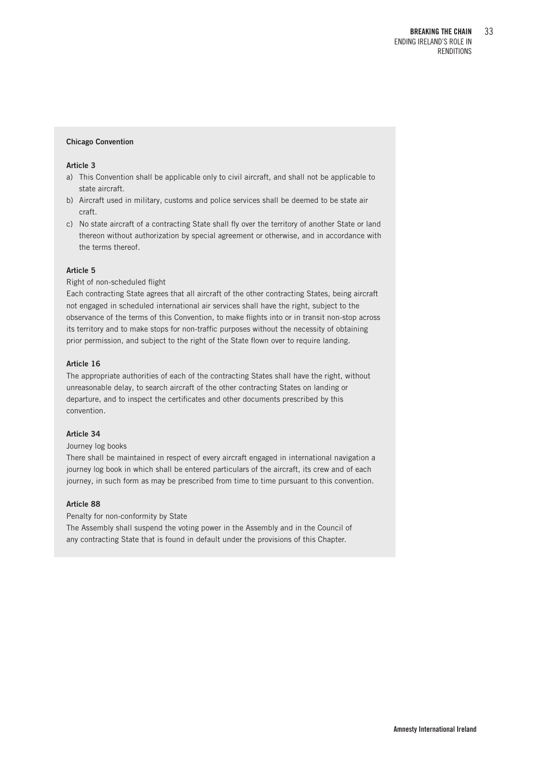**Chicago Convention**

**Article 3**

a) This Convention shall be applicable only to civil aircraft, and shall not be applicable to state aircraft.
b) Aircraft used in military, customs and police services shall be deemed to be state air craft.
c) No state aircraft of a contracting State shall fly over the territory of another State or land thereon without authorization by special agreement or otherwise, and in accordance with the terms thereof.

**Article 5**

Right of non-scheduled flight

Each contracting State agrees that all aircraft of the other contracting States, being aircraft not engaged in scheduled international air services shall have the right, subject to the observance of the terms of this Convention, to make flights into or in transit non-stop across its territory and to make stops for non-traffic purposes without the necessity of obtaining prior permission, and subject to the right of the State flown over to require landing.

**Article 16**

The appropriate authorities of each of the contracting States shall have the right, without unreasonable delay, to search aircraft of the other contracting States on landing or departure, and to inspect the certificates and other documents prescribed by this convention.

**Article 34**

Journey log books

There shall be maintained in respect of every aircraft engaged in international navigation a journey log book in which shall be entered particulars of the aircraft, its crew and of each journey, in such form as may be prescribed from time to time pursuant to this convention.

**Article 88**

Penalty for non-conformity by State

The Assembly shall suspend the voting power in the Assembly and in the Council of any contracting State that is found in default under the provisions of this Chapter.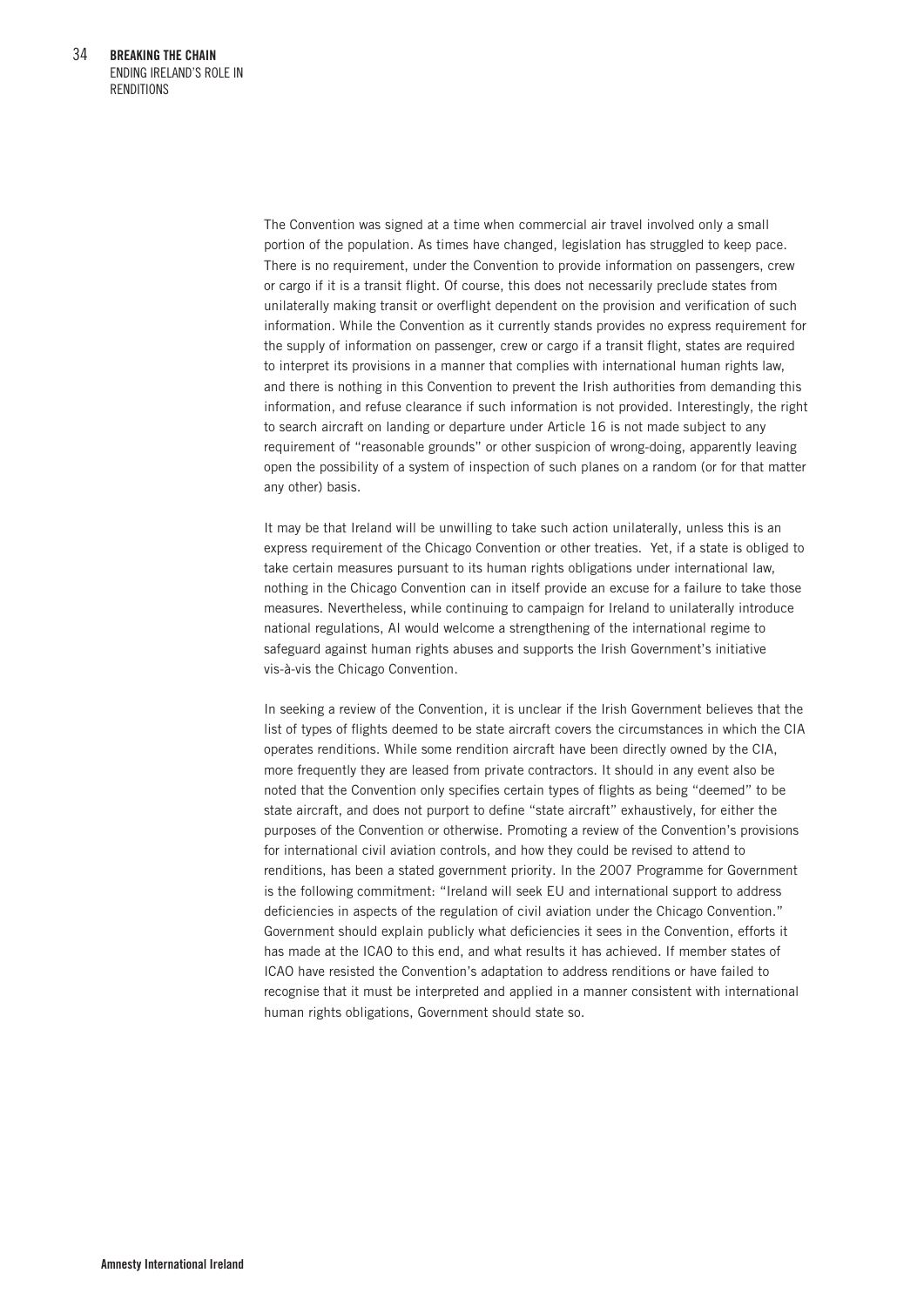The Convention was signed at a time when commercial air travel involved only a small portion of the population. As times have changed, legislation has struggled to keep pace. There is no requirement, under the Convention to provide information on passengers, crew or cargo if it is a transit flight. Of course, this does not necessarily preclude states from unilaterally making transit or overflight dependent on the provision and verification of such information. While the Convention as it currently stands provides no express requirement for the supply of information on passenger, crew or cargo if a transit flight, states are required to interpret its provisions in a manner that complies with international human rights law, and there is nothing in this Convention to prevent the Irish authorities from demanding this information, and refuse clearance if such information is not provided. Interestingly, the right to search aircraft on landing or departure under Article 16 is not made subject to any requirement of "reasonable grounds" or other suspicion of wrong-doing, apparently leaving open the possibility of a system of inspection of such planes on a random (or for that matter any other) basis.

It may be that Ireland will be unwilling to take such action unilaterally, unless this is an express requirement of the Chicago Convention or other treaties. Yet, if a state is obliged to take certain measures pursuant to its human rights obligations under international law, nothing in the Chicago Convention can in itself provide an excuse for a failure to take those measures. Nevertheless, while continuing to campaign for Ireland to unilaterally introduce national regulations, AI would welcome a strengthening of the international regime to safeguard against human rights abuses and supports the Irish Government's initiative vis-à-vis the Chicago Convention.

In seeking a review of the Convention, it is unclear if the Irish Government believes that the list of types of flights deemed to be state aircraft covers the circumstances in which the CIA operates renditions. While some rendition aircraft have been directly owned by the CIA, more frequently they are leased from private contractors. It should in any event also be noted that the Convention only specifies certain types of flights as being "deemed" to be state aircraft, and does not purport to define "state aircraft" exhaustively, for either the purposes of the Convention or otherwise. Promoting a review of the Convention's provisions for international civil aviation controls, and how they could be revised to attend to renditions, has been a stated government priority. In the 2007 Programme for Government is the following commitment: "Ireland will seek EU and international support to address deficiencies in aspects of the regulation of civil aviation under the Chicago Convention." Government should explain publicly what deficiencies it sees in the Convention, efforts it has made at the ICAO to this end, and what results it has achieved. If member states of ICAO have resisted the Convention's adaptation to address renditions or have failed to recognise that it must be interpreted and applied in a manner consistent with international human rights obligations, Government should state so.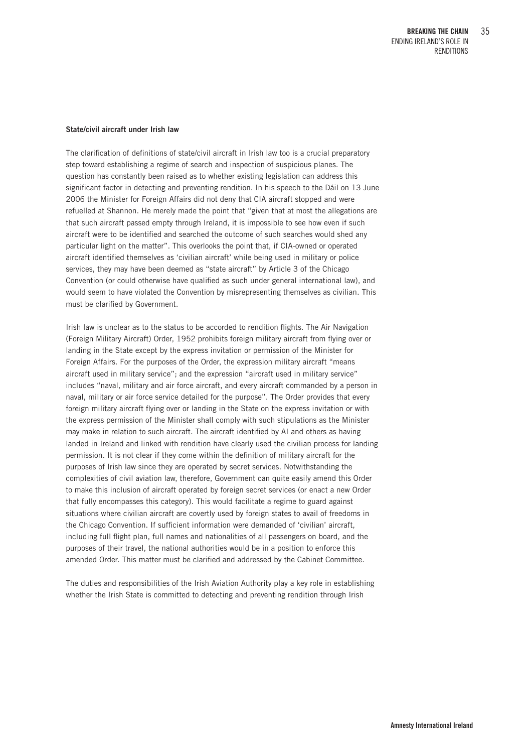**State/civil aircraft under Irish law**

The clarification of definitions of state/civil aircraft in Irish law too is a crucial preparatory step toward establishing a regime of search and inspection of suspicious planes. The question has constantly been raised as to whether existing legislation can address this significant factor in detecting and preventing rendition. In his speech to the Dáil on 13 June 2006 the Minister for Foreign Affairs did not deny that CIA aircraft stopped and were refuelled at Shannon. He merely made the point that "given that at most the allegations are that such aircraft passed empty through Ireland, it is impossible to see how even if such aircraft were to be identified and searched the outcome of such searches would shed any particular light on the matter". This overlooks the point that, if CIA-owned or operated aircraft identified themselves as 'civilian aircraft' while being used in military or police services, they may have been deemed as "state aircraft" by Article 3 of the Chicago Convention (or could otherwise have qualified as such under general international law), and would seem to have violated the Convention by misrepresenting themselves as civilian. This must be clarified by Government.

Irish law is unclear as to the status to be accorded to rendition flights. The Air Navigation (Foreign Military Aircraft) Order, 1952 prohibits foreign military aircraft from flying over or landing in the State except by the express invitation or permission of the Minister for Foreign Affairs. For the purposes of the Order, the expression military aircraft "means aircraft used in military service"; and the expression "aircraft used in military service" includes "naval, military and air force aircraft, and every aircraft commanded by a person in naval, military or air force service detailed for the purpose". The Order provides that every foreign military aircraft flying over or landing in the State on the express invitation or with the express permission of the Minister shall comply with such stipulations as the Minister may make in relation to such aircraft. The aircraft identified by AI and others as having landed in Ireland and linked with rendition have clearly used the civilian process for landing permission. It is not clear if they come within the definition of military aircraft for the purposes of Irish law since they are operated by secret services. Notwithstanding the complexities of civil aviation law, therefore, Government can quite easily amend this Order to make this inclusion of aircraft operated by foreign secret services (or enact a new Order that fully encompasses this category). This would facilitate a regime to guard against situations where civilian aircraft are covertly used by foreign states to avail of freedoms in the Chicago Convention. If sufficient information were demanded of 'civilian' aircraft, including full flight plan, full names and nationalities of all passengers on board, and the purposes of their travel, the national authorities would be in a position to enforce this amended Order. This matter must be clarified and addressed by the Cabinet Committee.

The duties and responsibilities of the Irish Aviation Authority play a key role in establishing whether the Irish State is committed to detecting and preventing rendition through Irish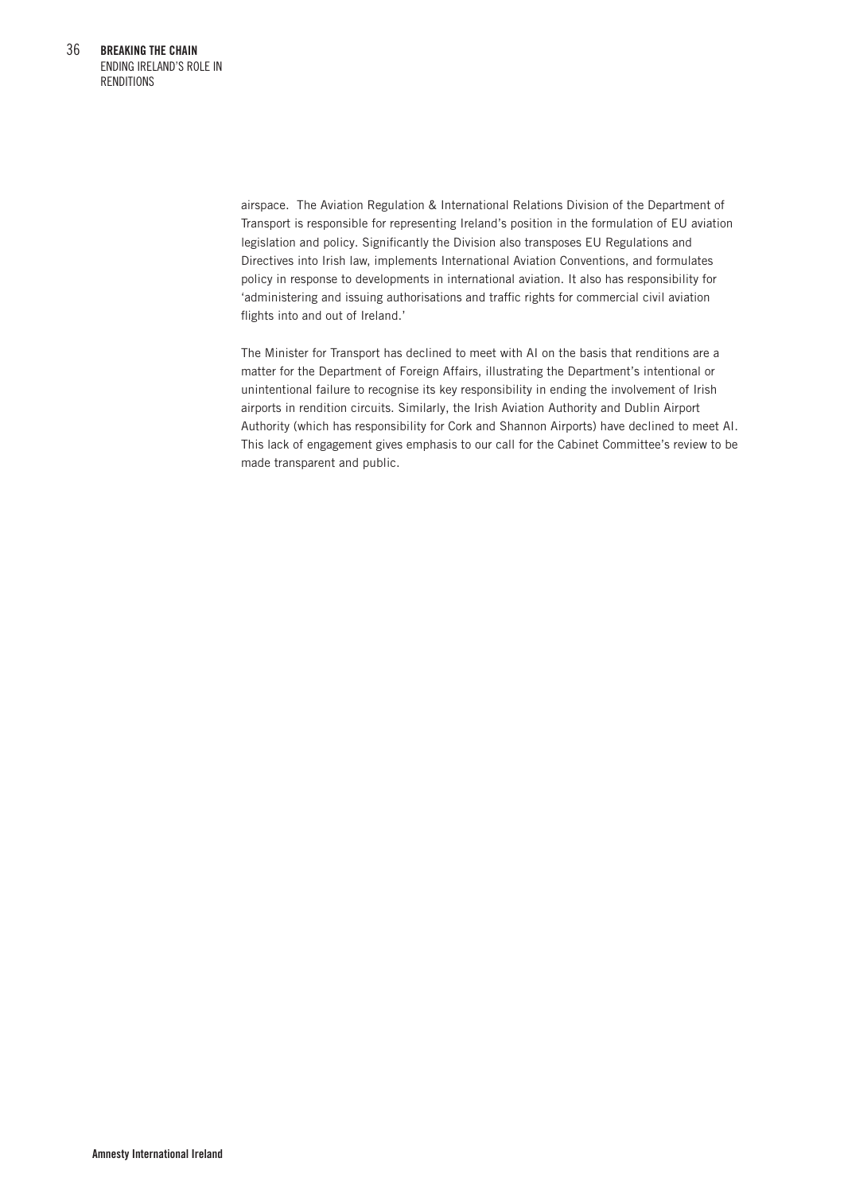airspace. The Aviation Regulation & International Relations Division of the Department of Transport is responsible for representing Ireland's position in the formulation of EU aviation legislation and policy. Significantly the Division also transposes EU Regulations and Directives into Irish law, implements International Aviation Conventions, and formulates policy in response to developments in international aviation. It also has responsibility for 'administering and issuing authorisations and traffic rights for commercial civil aviation flights into and out of Ireland.'

The Minister for Transport has declined to meet with AI on the basis that renditions are a matter for the Department of Foreign Affairs, illustrating the Department's intentional or unintentional failure to recognise its key responsibility in ending the involvement of Irish airports in rendition circuits. Similarly, the Irish Aviation Authority and Dublin Airport Authority (which has responsibility for Cork and Shannon Airports) have declined to meet AI. This lack of engagement gives emphasis to our call for the Cabinet Committee's review to be made transparent and public.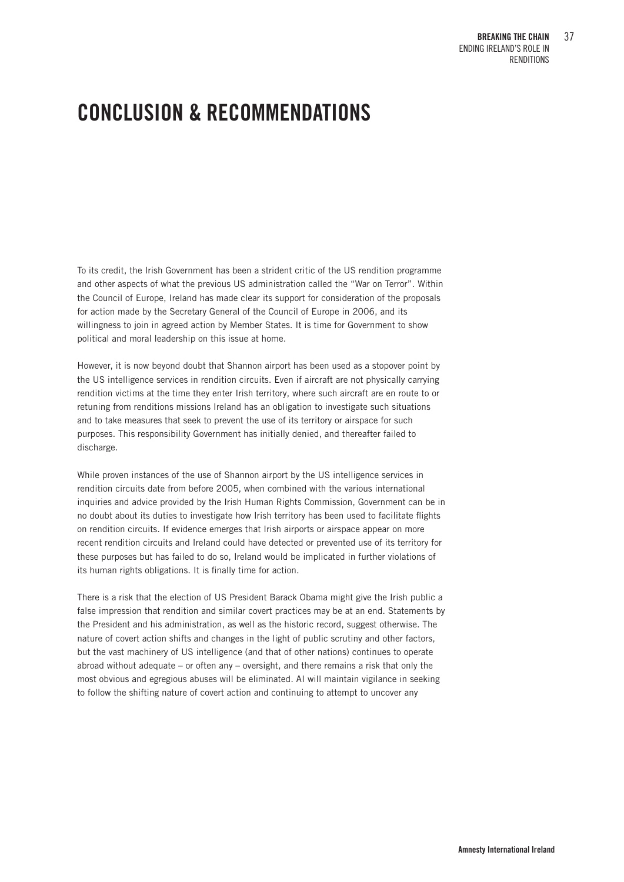# CONCLUSION & RECOMMENDATIONS

To its credit, the Irish Government has been a strident critic of the US rendition programme and other aspects of what the previous US administration called the "War on Terror". Within the Council of Europe, Ireland has made clear its support for consideration of the proposals for action made by the Secretary General of the Council of Europe in 2006, and its willingness to join in agreed action by Member States. It is time for Government to show political and moral leadership on this issue at home.

However, it is now beyond doubt that Shannon airport has been used as a stopover point by the US intelligence services in rendition circuits. Even if aircraft are not physically carrying rendition victims at the time they enter Irish territory, where such aircraft are en route to or retuning from renditions missions Ireland has an obligation to investigate such situations and to take measures that seek to prevent the use of its territory or airspace for such purposes. This responsibility Government has initially denied, and thereafter failed to discharge.

While proven instances of the use of Shannon airport by the US intelligence services in rendition circuits date from before 2005, when combined with the various international inquiries and advice provided by the Irish Human Rights Commission, Government can be in no doubt about its duties to investigate how Irish territory has been used to facilitate flights on rendition circuits. If evidence emerges that Irish airports or airspace appear on more recent rendition circuits and Ireland could have detected or prevented use of its territory for these purposes but has failed to do so, Ireland would be implicated in further violations of its human rights obligations. It is finally time for action.

There is a risk that the election of US President Barack Obama might give the Irish public a false impression that rendition and similar covert practices may be at an end. Statements by the President and his administration, as well as the historic record, suggest otherwise. The nature of covert action shifts and changes in the light of public scrutiny and other factors, but the vast machinery of US intelligence (and that of other nations) continues to operate abroad without adequate – or often any – oversight, and there remains a risk that only the most obvious and egregious abuses will be eliminated. AI will maintain vigilance in seeking to follow the shifting nature of covert action and continuing to attempt to uncover any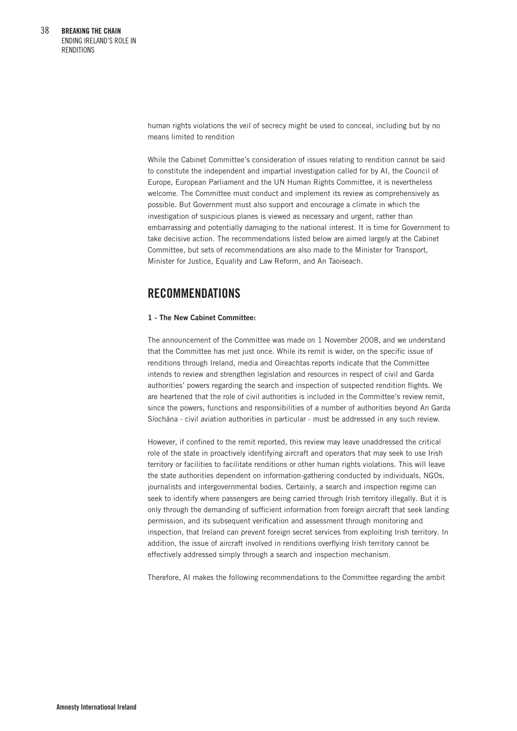human rights violations the veil of secrecy might be used to conceal, including but by no means limited to rendition

While the Cabinet Committee's consideration of issues relating to rendition cannot be said to constitute the independent and impartial investigation called for by AI, the Council of Europe, European Parliament and the UN Human Rights Committee, it is nevertheless welcome. The Committee must conduct and implement its review as comprehensively as possible. But Government must also support and encourage a climate in which the investigation of suspicious planes is viewed as necessary and urgent, rather than embarrassing and potentially damaging to the national interest. It is time for Government to take decisive action. The recommendations listed below are aimed largely at the Cabinet Committee, but sets of recommendations are also made to the Minister for Transport, Minister for Justice, Equality and Law Reform, and An Taoiseach.

## RECOMMENDATIONS

**1 - The New Cabinet Committee:**

The announcement of the Committee was made on 1 November 2008, and we understand that the Committee has met just once. While its remit is wider, on the specific issue of renditions through Ireland, media and Oireachtas reports indicate that the Committee intends to review and strengthen legislation and resources in respect of civil and Garda authorities' powers regarding the search and inspection of suspected rendition flights. We are heartened that the role of civil authorities is included in the Committee's review remit, since the powers, functions and responsibilities of a number of authorities beyond An Garda Síochána - civil aviation authorities in particular - must be addressed in any such review.

However, if confined to the remit reported, this review may leave unaddressed the critical role of the state in proactively identifying aircraft and operators that may seek to use Irish territory or facilities to facilitate renditions or other human rights violations. This will leave the state authorities dependent on information-gathering conducted by individuals, NGOs, journalists and intergovernmental bodies. Certainly, a search and inspection regime can seek to identify where passengers are being carried through Irish territory illegally. But it is only through the demanding of sufficient information from foreign aircraft that seek landing permission, and its subsequent verification and assessment through monitoring and inspection, that Ireland can prevent foreign secret services from exploiting Irish territory. In addition, the issue of aircraft involved in renditions overflying Irish territory cannot be effectively addressed simply through a search and inspection mechanism.

Therefore, AI makes the following recommendations to the Committee regarding the ambit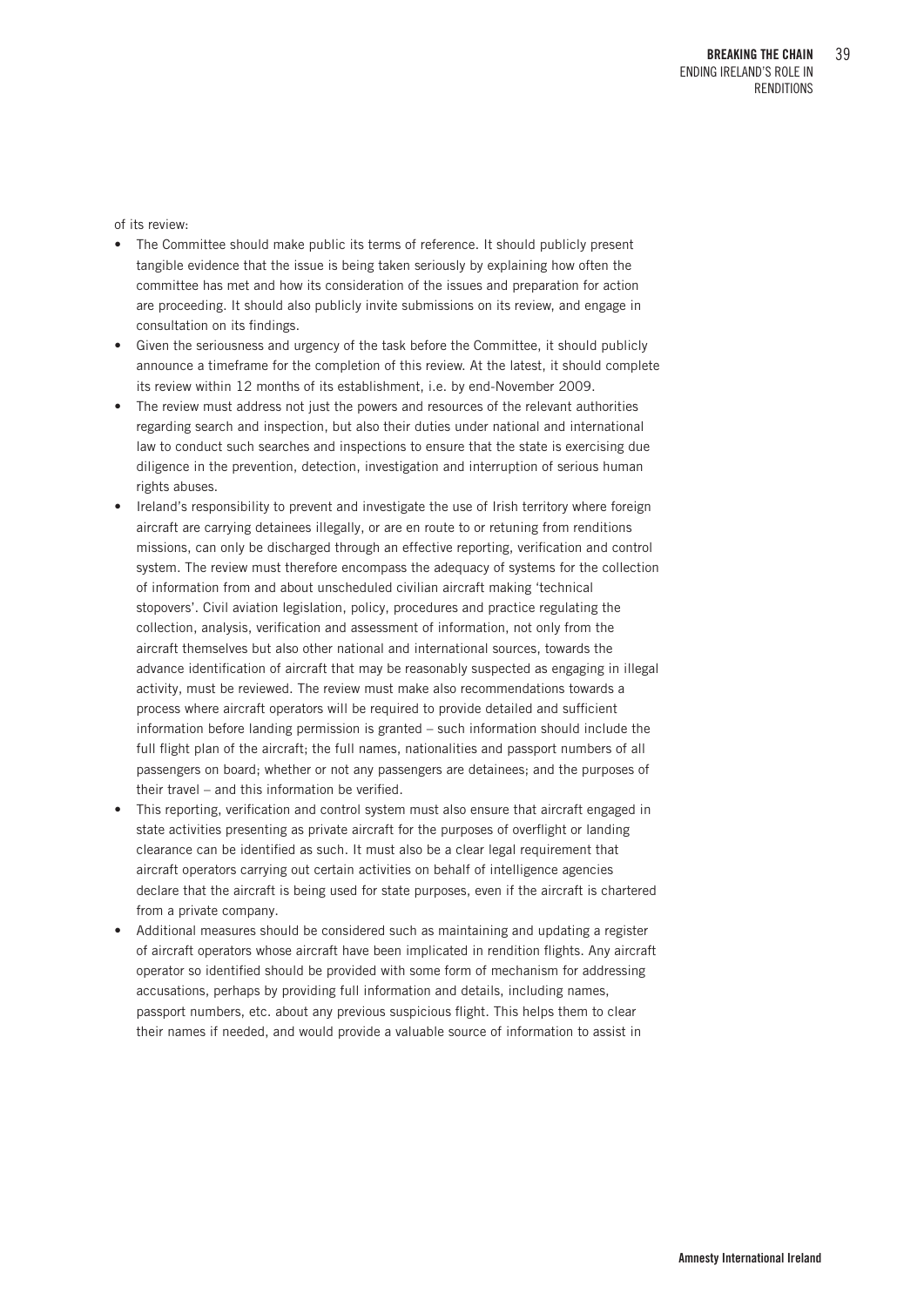of its review:

- The Committee should make public its terms of reference. It should publicly present tangible evidence that the issue is being taken seriously by explaining how often the committee has met and how its consideration of the issues and preparation for action are proceeding. It should also publicly invite submissions on its review, and engage in consultation on its findings.
- Given the seriousness and urgency of the task before the Committee, it should publicly announce a timeframe for the completion of this review. At the latest, it should complete its review within 12 months of its establishment, i.e. by end-November 2009.
- The review must address not just the powers and resources of the relevant authorities regarding search and inspection, but also their duties under national and international law to conduct such searches and inspections to ensure that the state is exercising due diligence in the prevention, detection, investigation and interruption of serious human rights abuses.
- Ireland's responsibility to prevent and investigate the use of Irish territory where foreign aircraft are carrying detainees illegally, or are en route to or retuning from renditions missions, can only be discharged through an effective reporting, verification and control system. The review must therefore encompass the adequacy of systems for the collection of information from and about unscheduled civilian aircraft making 'technical stopovers'. Civil aviation legislation, policy, procedures and practice regulating the collection, analysis, verification and assessment of information, not only from the aircraft themselves but also other national and international sources, towards the advance identification of aircraft that may be reasonably suspected as engaging in illegal activity, must be reviewed. The review must make also recommendations towards a process where aircraft operators will be required to provide detailed and sufficient information before landing permission is granted – such information should include the full flight plan of the aircraft; the full names, nationalities and passport numbers of all passengers on board; whether or not any passengers are detainees; and the purposes of their travel – and this information be verified.
- This reporting, verification and control system must also ensure that aircraft engaged in state activities presenting as private aircraft for the purposes of overflight or landing clearance can be identified as such. It must also be a clear legal requirement that aircraft operators carrying out certain activities on behalf of intelligence agencies declare that the aircraft is being used for state purposes, even if the aircraft is chartered from a private company.
- Additional measures should be considered such as maintaining and updating a register of aircraft operators whose aircraft have been implicated in rendition flights. Any aircraft operator so identified should be provided with some form of mechanism for addressing accusations, perhaps by providing full information and details, including names, passport numbers, etc. about any previous suspicious flight. This helps them to clear their names if needed, and would provide a valuable source of information to assist in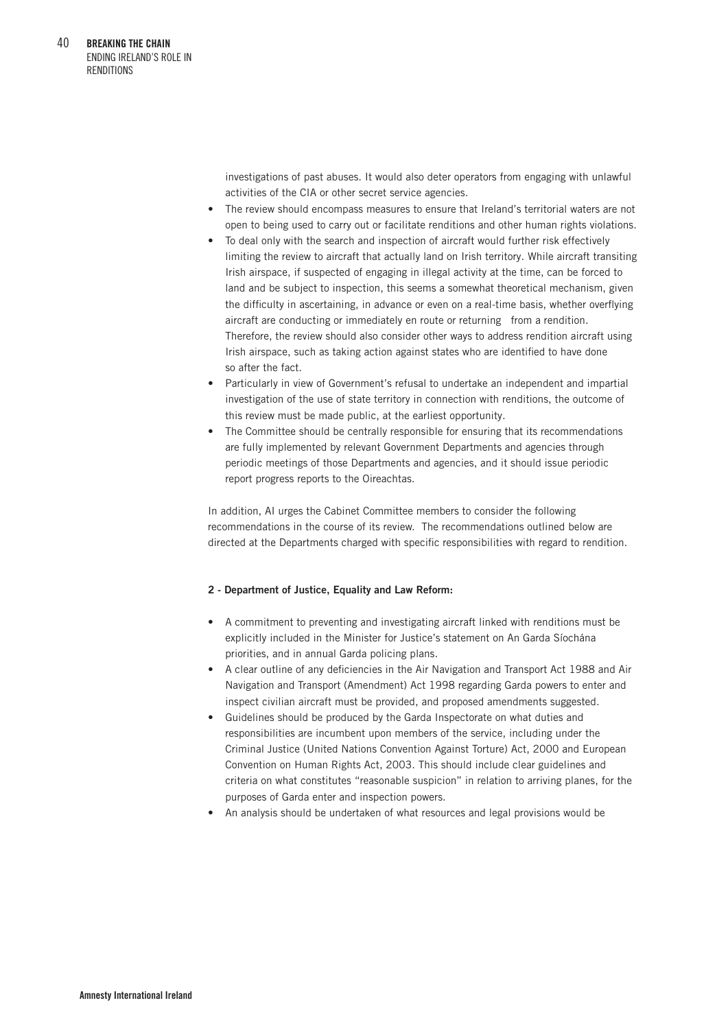investigations of past abuses. It would also deter operators from engaging with unlawful activities of the CIA or other secret service agencies.

- The review should encompass measures to ensure that Ireland's territorial waters are not open to being used to carry out or facilitate renditions and other human rights violations.
- To deal only with the search and inspection of aircraft would further risk effectively limiting the review to aircraft that actually land on Irish territory. While aircraft transiting Irish airspace, if suspected of engaging in illegal activity at the time, can be forced to land and be subject to inspection, this seems a somewhat theoretical mechanism, given the difficulty in ascertaining, in advance or even on a real-time basis, whether overflying aircraft are conducting or immediately en route or returning from a rendition. Therefore, the review should also consider other ways to address rendition aircraft using Irish airspace, such as taking action against states who are identified to have done so after the fact.
- Particularly in view of Government's refusal to undertake an independent and impartial investigation of the use of state territory in connection with renditions, the outcome of this review must be made public, at the earliest opportunity.
- The Committee should be centrally responsible for ensuring that its recommendations are fully implemented by relevant Government Departments and agencies through periodic meetings of those Departments and agencies, and it should issue periodic report progress reports to the Oireachtas.

In addition, AI urges the Cabinet Committee members to consider the following recommendations in the course of its review. The recommendations outlined below are directed at the Departments charged with specific responsibilities with regard to rendition.

**2 - Department of Justice, Equality and Law Reform:**

- A commitment to preventing and investigating aircraft linked with renditions must be explicitly included in the Minister for Justice's statement on An Garda Síochána priorities, and in annual Garda policing plans.
- A clear outline of any deficiencies in the Air Navigation and Transport Act 1988 and Air Navigation and Transport (Amendment) Act 1998 regarding Garda powers to enter and inspect civilian aircraft must be provided, and proposed amendments suggested.
- Guidelines should be produced by the Garda Inspectorate on what duties and responsibilities are incumbent upon members of the service, including under the Criminal Justice (United Nations Convention Against Torture) Act, 2000 and European Convention on Human Rights Act, 2003. This should include clear guidelines and criteria on what constitutes "reasonable suspicion" in relation to arriving planes, for the purposes of Garda enter and inspection powers.
- An analysis should be undertaken of what resources and legal provisions would be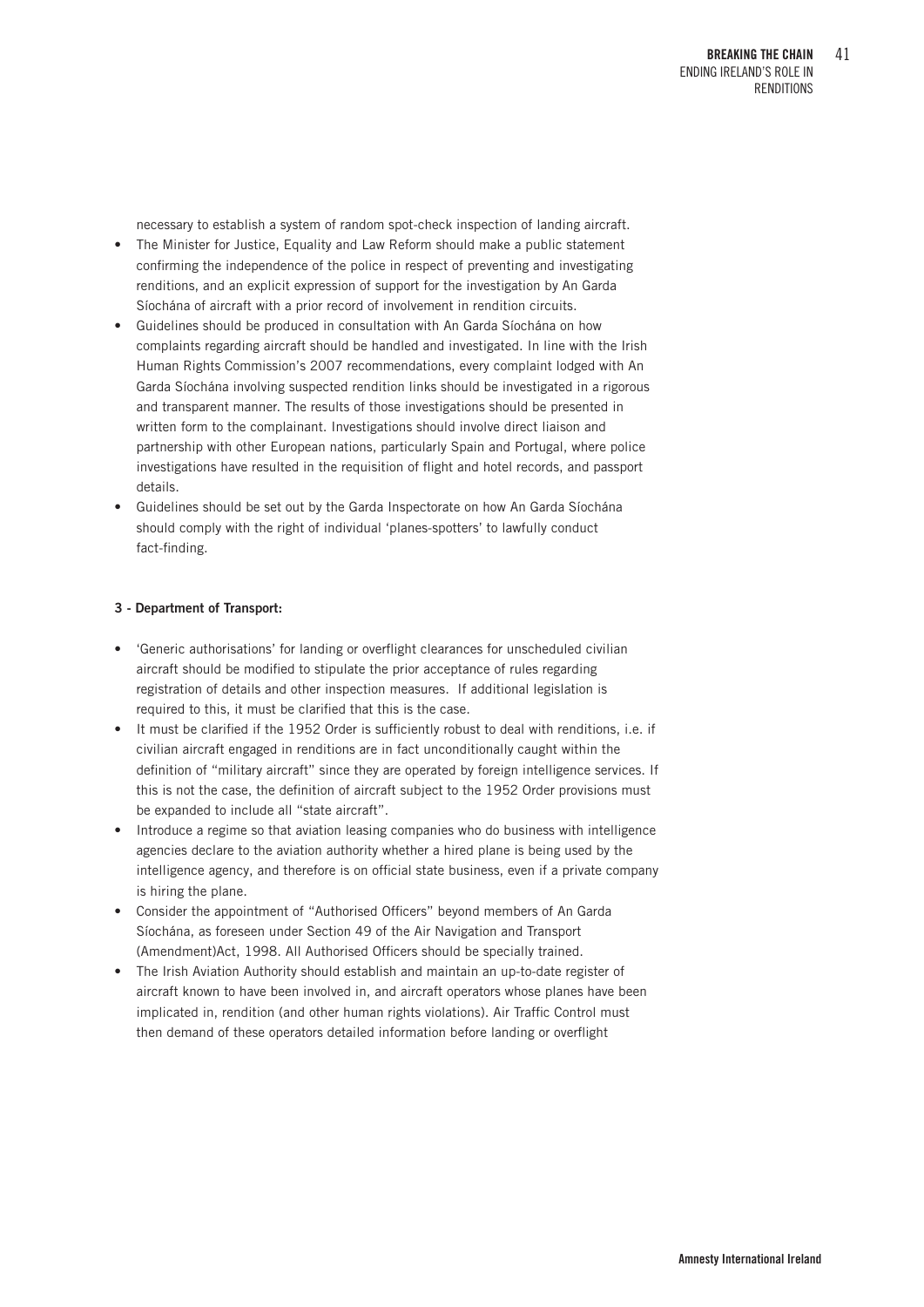necessary to establish a system of random spot-check inspection of landing aircraft.

- The Minister for Justice, Equality and Law Reform should make a public statement confirming the independence of the police in respect of preventing and investigating renditions, and an explicit expression of support for the investigation by An Garda Síochána of aircraft with a prior record of involvement in rendition circuits.
- Guidelines should be produced in consultation with An Garda Síochána on how complaints regarding aircraft should be handled and investigated. In line with the Irish Human Rights Commission's 2007 recommendations, every complaint lodged with An Garda Síochána involving suspected rendition links should be investigated in a rigorous and transparent manner. The results of those investigations should be presented in written form to the complainant. Investigations should involve direct liaison and partnership with other European nations, particularly Spain and Portugal, where police investigations have resulted in the requisition of flight and hotel records, and passport details.
- Guidelines should be set out by the Garda Inspectorate on how An Garda Síochána should comply with the right of individual 'planes-spotters' to lawfully conduct fact-finding.

**3 - Department of Transport:**

- 'Generic authorisations' for landing or overflight clearances for unscheduled civilian aircraft should be modified to stipulate the prior acceptance of rules regarding registration of details and other inspection measures. If additional legislation is required to this, it must be clarified that this is the case.
- It must be clarified if the 1952 Order is sufficiently robust to deal with renditions, i.e. if civilian aircraft engaged in renditions are in fact unconditionally caught within the definition of "military aircraft" since they are operated by foreign intelligence services. If this is not the case, the definition of aircraft subject to the 1952 Order provisions must be expanded to include all "state aircraft".
- Introduce a regime so that aviation leasing companies who do business with intelligence agencies declare to the aviation authority whether a hired plane is being used by the intelligence agency, and therefore is on official state business, even if a private company is hiring the plane.
- Consider the appointment of "Authorised Officers" beyond members of An Garda Síochána, as foreseen under Section 49 of the Air Navigation and Transport (Amendment)Act, 1998. All Authorised Officers should be specially trained.
- The Irish Aviation Authority should establish and maintain an up-to-date register of aircraft known to have been involved in, and aircraft operators whose planes have been implicated in, rendition (and other human rights violations). Air Traffic Control must then demand of these operators detailed information before landing or overflight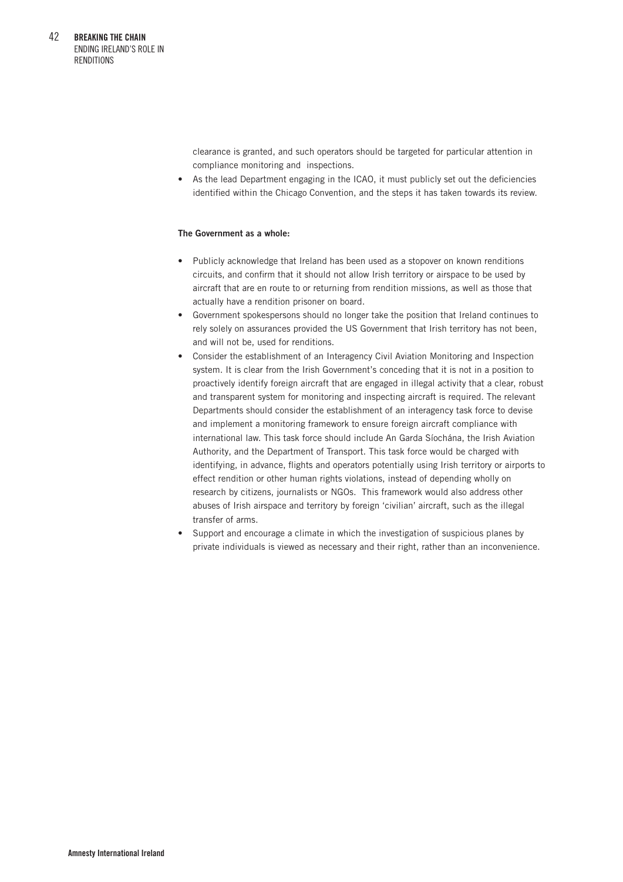clearance is granted, and such operators should be targeted for particular attention in compliance monitoring and inspections.

- As the lead Department engaging in the ICAO, it must publicly set out the deficiencies identified within the Chicago Convention, and the steps it has taken towards its review.

**The Government as a whole:**

- Publicly acknowledge that Ireland has been used as a stopover on known renditions circuits, and confirm that it should not allow Irish territory or airspace to be used by aircraft that are en route to or returning from rendition missions, as well as those that actually have a rendition prisoner on board.
- Government spokespersons should no longer take the position that Ireland continues to rely solely on assurances provided the US Government that Irish territory has not been, and will not be, used for renditions.
- Consider the establishment of an Interagency Civil Aviation Monitoring and Inspection system. It is clear from the Irish Government's conceding that it is not in a position to proactively identify foreign aircraft that are engaged in illegal activity that a clear, robust and transparent system for monitoring and inspecting aircraft is required. The relevant Departments should consider the establishment of an interagency task force to devise and implement a monitoring framework to ensure foreign aircraft compliance with international law. This task force should include An Garda Síochána, the Irish Aviation Authority, and the Department of Transport. This task force would be charged with identifying, in advance, flights and operators potentially using Irish territory or airports to effect rendition or other human rights violations, instead of depending wholly on research by citizens, journalists or NGOs. This framework would also address other abuses of Irish airspace and territory by foreign 'civilian' aircraft, such as the illegal transfer of arms.
- Support and encourage a climate in which the investigation of suspicious planes by private individuals is viewed as necessary and their right, rather than an inconvenience.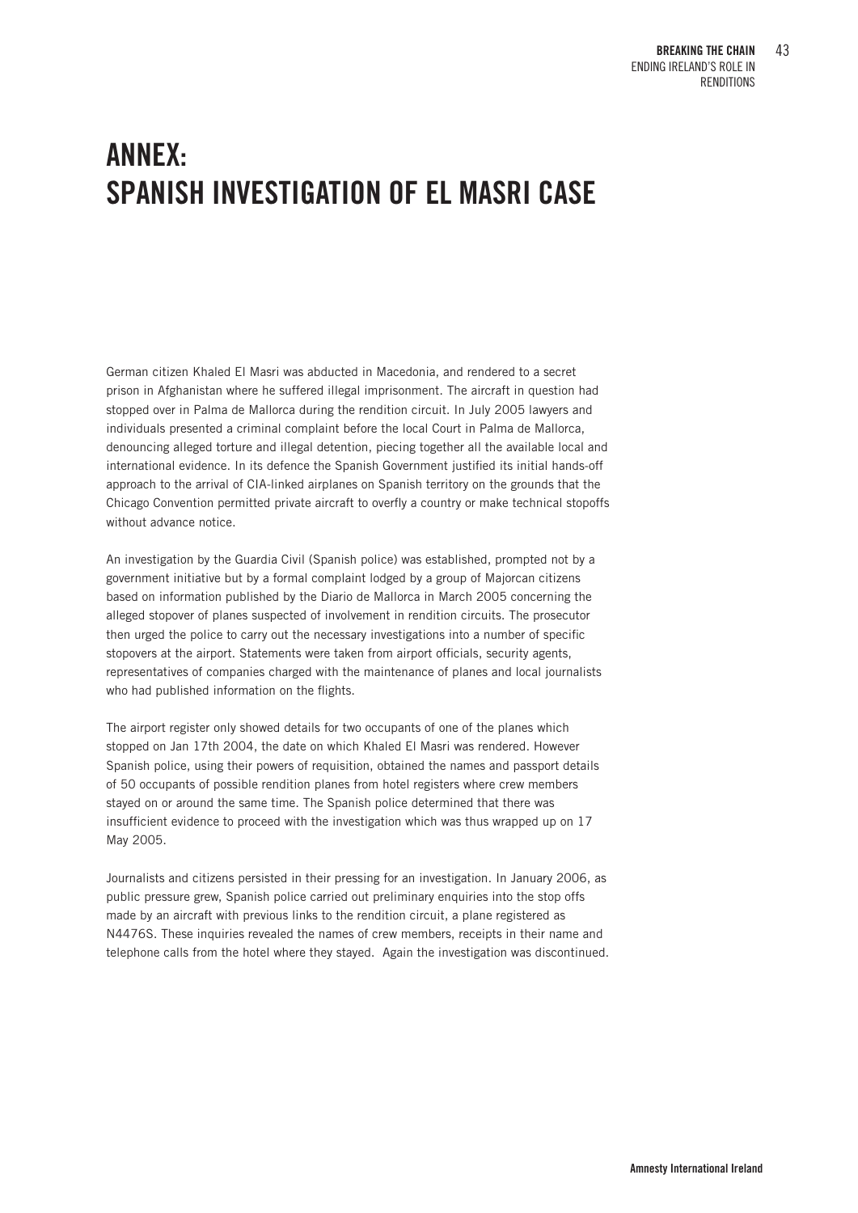# ANNEX: SPANISH INVESTIGATION OF EL MASRI CASE

German citizen Khaled El Masri was abducted in Macedonia, and rendered to a secret prison in Afghanistan where he suffered illegal imprisonment. The aircraft in question had stopped over in Palma de Mallorca during the rendition circuit. In July 2005 lawyers and individuals presented a criminal complaint before the local Court in Palma de Mallorca, denouncing alleged torture and illegal detention, piecing together all the available local and international evidence. In its defence the Spanish Government justified its initial hands-off approach to the arrival of CIA-linked airplanes on Spanish territory on the grounds that the Chicago Convention permitted private aircraft to overfly a country or make technical stopoffs without advance notice.

An investigation by the Guardia Civil (Spanish police) was established, prompted not by a government initiative but by a formal complaint lodged by a group of Majorcan citizens based on information published by the Diario de Mallorca in March 2005 concerning the alleged stopover of planes suspected of involvement in rendition circuits. The prosecutor then urged the police to carry out the necessary investigations into a number of specific stopovers at the airport. Statements were taken from airport officials, security agents, representatives of companies charged with the maintenance of planes and local journalists who had published information on the flights.

The airport register only showed details for two occupants of one of the planes which stopped on Jan 17th 2004, the date on which Khaled El Masri was rendered. However Spanish police, using their powers of requisition, obtained the names and passport details of 50 occupants of possible rendition planes from hotel registers where crew members stayed on or around the same time. The Spanish police determined that there was insufficient evidence to proceed with the investigation which was thus wrapped up on 17 May 2005.

Journalists and citizens persisted in their pressing for an investigation. In January 2006, as public pressure grew, Spanish police carried out preliminary enquiries into the stop offs made by an aircraft with previous links to the rendition circuit, a plane registered as N4476S. These inquiries revealed the names of crew members, receipts in their name and telephone calls from the hotel where they stayed. Again the investigation was discontinued.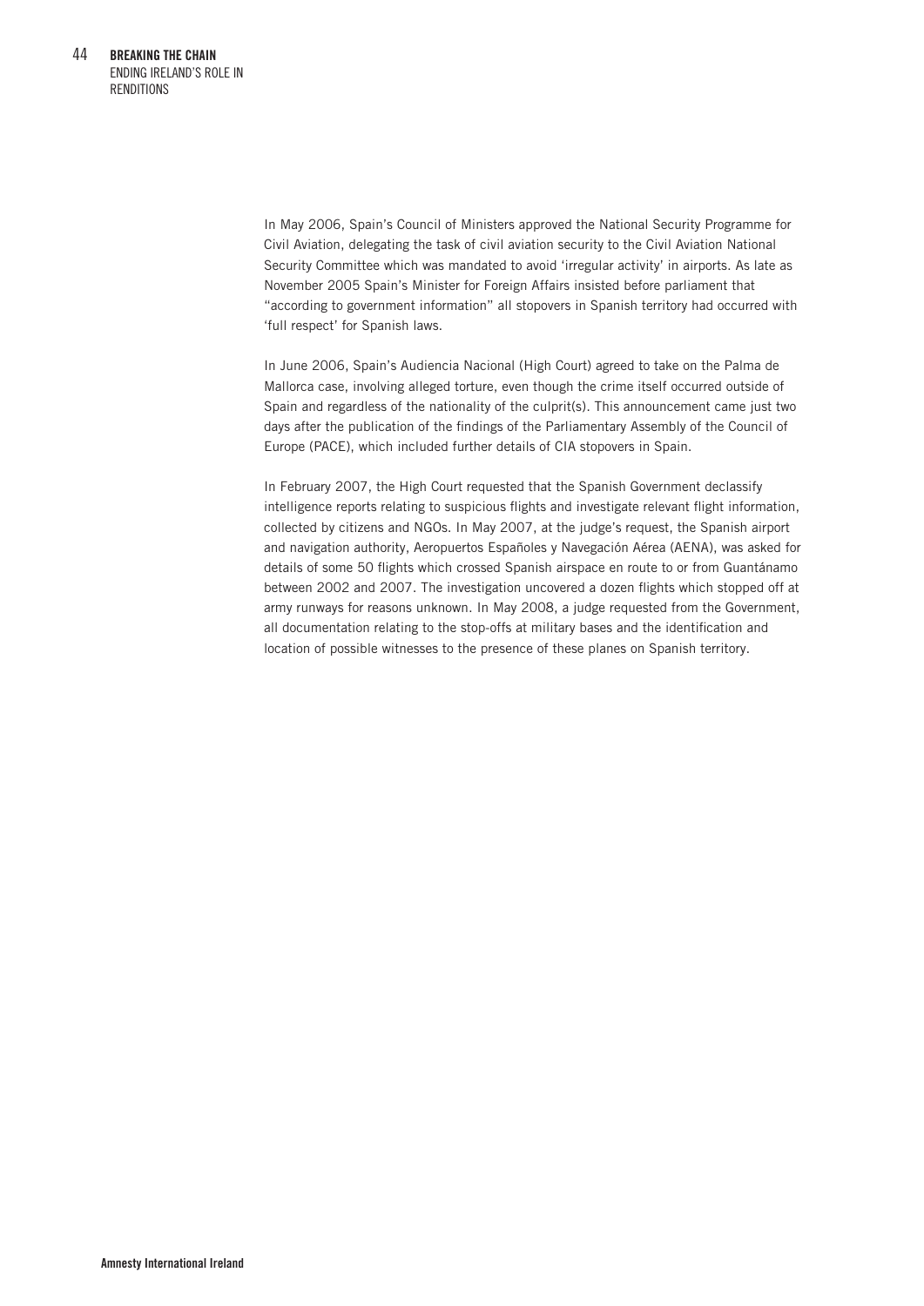In May 2006, Spain's Council of Ministers approved the National Security Programme for Civil Aviation, delegating the task of civil aviation security to the Civil Aviation National Security Committee which was mandated to avoid 'irregular activity' in airports. As late as November 2005 Spain's Minister for Foreign Affairs insisted before parliament that "according to government information" all stopovers in Spanish territory had occurred with 'full respect' for Spanish laws.

In June 2006, Spain's Audiencia Nacional (High Court) agreed to take on the Palma de Mallorca case, involving alleged torture, even though the crime itself occurred outside of Spain and regardless of the nationality of the culprit(s). This announcement came just two days after the publication of the findings of the Parliamentary Assembly of the Council of Europe (PACE), which included further details of CIA stopovers in Spain.

In February 2007, the High Court requested that the Spanish Government declassify intelligence reports relating to suspicious flights and investigate relevant flight information, collected by citizens and NGOs. In May 2007, at the judge's request, the Spanish airport and navigation authority, Aeropuertos Españoles y Navegación Aérea (AENA), was asked for details of some 50 flights which crossed Spanish airspace en route to or from Guantánamo between 2002 and 2007. The investigation uncovered a dozen flights which stopped off at army runways for reasons unknown. In May 2008, a judge requested from the Government, all documentation relating to the stop-offs at military bases and the identification and location of possible witnesses to the presence of these planes on Spanish territory.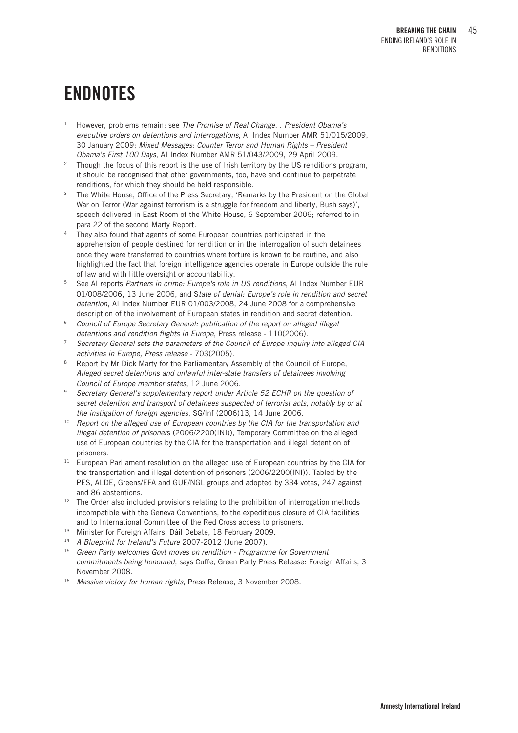# ENDNOTES

1. However, problems remain: see *The Promise of Real Change. . President Obama's executive orders on detentions and interrogations*, AI Index Number AMR 51/015/2009, 30 January 2009; *Mixed Messages: Counter Terror and Human Rights – President Obama's First 100 Days*, AI Index Number AMR 51/043/2009, 29 April 2009.
2. Though the focus of this report is the use of Irish territory by the US renditions program, it should be recognised that other governments, too, have and continue to perpetrate renditions, for which they should be held responsible.
3. The White House, Office of the Press Secretary, 'Remarks by the President on the Global War on Terror (War against terrorism is a struggle for freedom and liberty, Bush says)', speech delivered in East Room of the White House, 6 September 2006; referred to in para 22 of the second Marty Report.
4. They also found that agents of some European countries participated in the apprehension of people destined for rendition or in the interrogation of such detainees once they were transferred to countries where torture is known to be routine, and also highlighted the fact that foreign intelligence agencies operate in Europe outside the rule of law and with little oversight or accountability.
5. See AI reports *Partners in crime: Europe's role in US renditions*, AI Index Number EUR 01/008/2006, 13 June 2006, and S*tate of denial: Europe's role in rendition and secret detention*, AI Index Number EUR 01/003/2008, 24 June 2008 for a comprehensive description of the involvement of European states in rendition and secret detention.
6. *Council of Europe Secretary General: publication of the report on alleged illegal detentions and rendition flights in Europe*, Press release - 110(2006).
7. *Secretary General sets the parameters of the Council of Europe inquiry into alleged CIA activities in Europe, Press release* - 703(2005).
8. Report by Mr Dick Marty for the Parliamentary Assembly of the Council of Europe, *Alleged secret detentions and unlawful inter-state transfers of detainees involving Council of Europe member states*, 12 June 2006.
9. *Secretary General's supplementary report under Article 52 ECHR on the question of secret detention and transport of detainees suspected of terrorist acts, notably by or at the instigation of foreign agencies*, SG/Inf (2006)13, 14 June 2006.
10. *Report on the alleged use of European countries by the CIA for the transportation and illegal detention of prisoner*s (2006/2200(INI)), Temporary Committee on the alleged use of European countries by the CIA for the transportation and illegal detention of prisoners.
11. European Parliament resolution on the alleged use of European countries by the CIA for the transportation and illegal detention of prisoners (2006/2200(INI)). Tabled by the PES, ALDE, Greens/EFA and GUE/NGL groups and adopted by 334 votes, 247 against and 86 abstentions.
12. The Order also included provisions relating to the prohibition of interrogation methods incompatible with the Geneva Conventions, to the expeditious closure of CIA facilities and to International Committee of the Red Cross access to prisoners.
13. Minister for Foreign Affairs, Dáil Debate, 18 February 2009.
14. *A Blueprint for Ireland's Future* 2007-2012 (June 2007).
15. *Green Party welcomes Govt moves on rendition - Programme for Government commitments being honoured*, says Cuffe, Green Party Press Release: Foreign Affairs, 3 November 2008.
16. *Massive victory for human rights*, Press Release, 3 November 2008.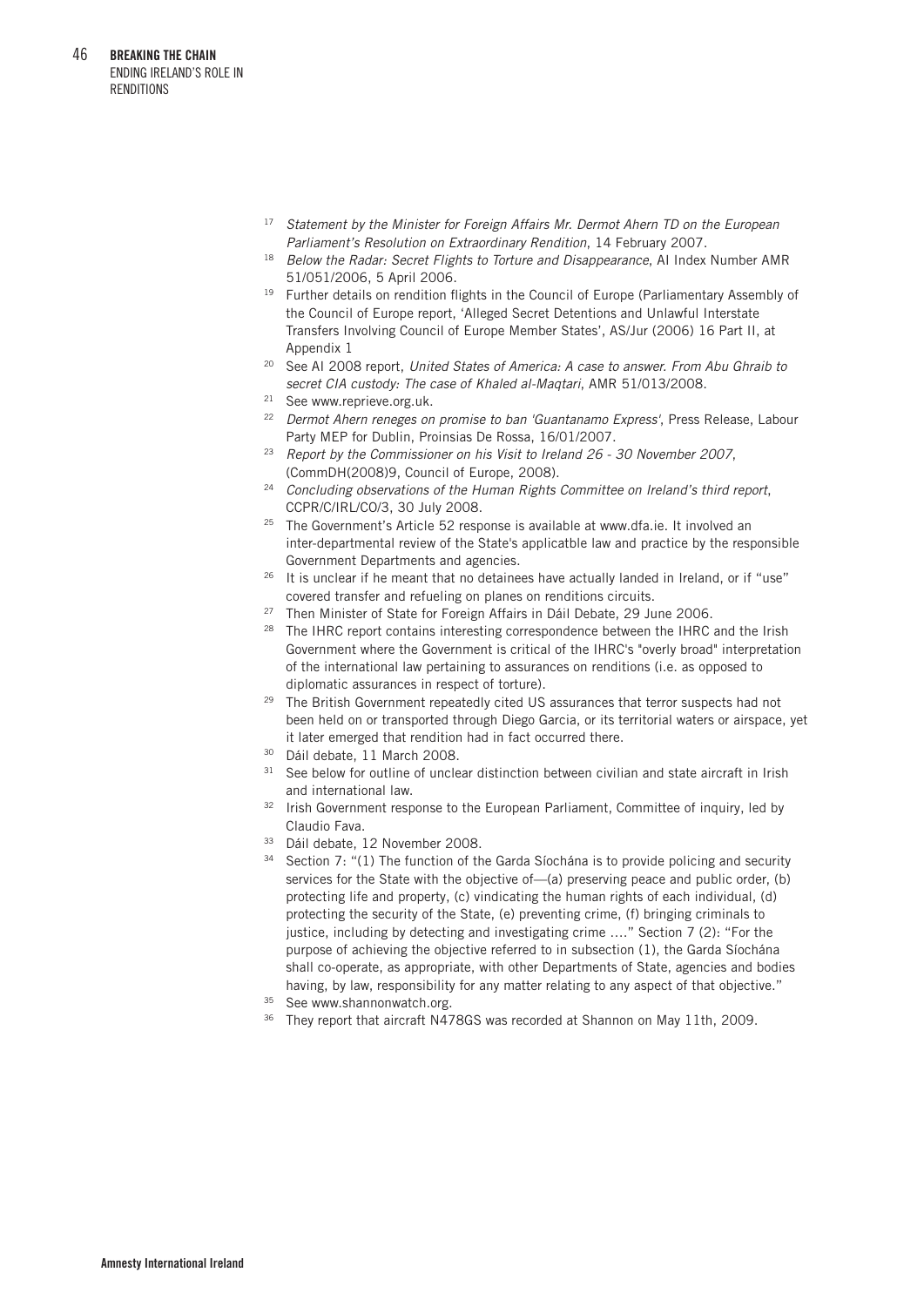[17] *Statement by the Minister for Foreign Affairs Mr. Dermot Ahern TD on the European Parliament's Resolution on Extraordinary Rendition*, 14 February 2007.

[18] *Below the Radar: Secret Flights to Torture and Disappearance*, AI Index Number AMR 51/051/2006, 5 April 2006.

[19] Further details on rendition flights in the Council of Europe (Parliamentary Assembly of the Council of Europe report, 'Alleged Secret Detentions and Unlawful Interstate Transfers Involving Council of Europe Member States', AS/Jur (2006) 16 Part II, at Appendix 1

[20] See AI 2008 report, *United States of America: A case to answer. From Abu Ghraib to secret CIA custody: The case of Khaled al-Maqtari*, AMR 51/013/2008.

[21] See www.reprieve.org.uk.

[22] *Dermot Ahern reneges on promise to ban 'Guantanamo Express'*, Press Release, Labour Party MEP for Dublin, Proinsias De Rossa, 16/01/2007.

[23] *Report by the Commissioner on his Visit to Ireland 26 - 30 November 2007*, (CommDH(2008)9, Council of Europe, 2008).

[24] *Concluding observations of the Human Rights Committee on Ireland's third report*, CCPR/C/IRL/CO/3, 30 July 2008.

[25] The Government's Article 52 response is available at www.dfa.ie. It involved an inter-departmental review of the State's applicatble law and practice by the responsible Government Departments and agencies.

[26] It is unclear if he meant that no detainees have actually landed in Ireland, or if "use" covered transfer and refueling on planes on renditions circuits.

[27] Then Minister of State for Foreign Affairs in Dáil Debate, 29 June 2006.

[28] The IHRC report contains interesting correspondence between the IHRC and the Irish Government where the Government is critical of the IHRC's "overly broad" interpretation of the international law pertaining to assurances on renditions (i.e. as opposed to diplomatic assurances in respect of torture).

[29] The British Government repeatedly cited US assurances that terror suspects had not been held on or transported through Diego Garcia, or its territorial waters or airspace, yet it later emerged that rendition had in fact occurred there.

[30] Dáil debate, 11 March 2008.

[31] See below for outline of unclear distinction between civilian and state aircraft in Irish and international law.

[32] Irish Government response to the European Parliament, Committee of inquiry, led by Claudio Fava.

[33] Dáil debate, 12 November 2008.

[34] Section 7: "(1) The function of the Garda Síochána is to provide policing and security services for the State with the objective of—(a) preserving peace and public order, (b) protecting life and property, (c) vindicating the human rights of each individual, (d) protecting the security of the State, (e) preventing crime, (f) bringing criminals to justice, including by detecting and investigating crime …." Section 7 (2): "For the purpose of achieving the objective referred to in subsection (1), the Garda Síochána shall co-operate, as appropriate, with other Departments of State, agencies and bodies having, by law, responsibility for any matter relating to any aspect of that objective."

[35] See www.shannonwatch.org.

[36] They report that aircraft N478GS was recorded at Shannon on May 11th, 2009.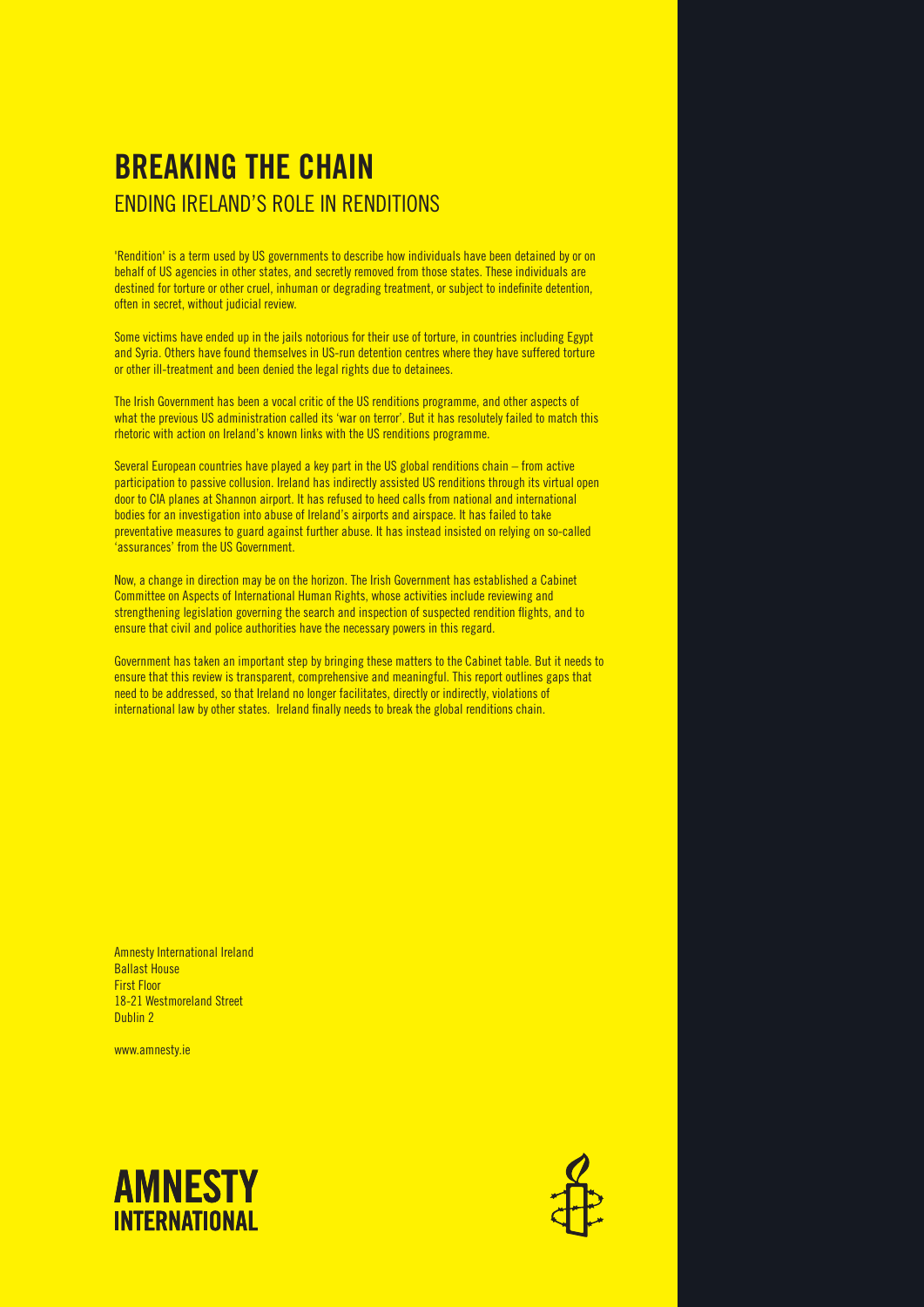# BREAKING THE CHAIN

## ENDING IRELAND'S ROLE IN RENDITIONS

'Rendition' is a term used by US governments to describe how individuals have been detained by or on behalf of US agencies in other states, and secretly removed from those states. These individuals are destined for torture or other cruel, inhuman or degrading treatment, or subject to indefinite detention, often in secret, without judicial review.

Some victims have ended up in the jails notorious for their use of torture, in countries including Egypt and Syria. Others have found themselves in US-run detention centres where they have suffered torture or other ill-treatment and been denied the legal rights due to detainees.

The Irish Government has been a vocal critic of the US renditions programme, and other aspects of what the previous US administration called its 'war on terror'. But it has resolutely failed to match this rhetoric with action on Ireland's known links with the US renditions programme.

Several European countries have played a key part in the US global renditions chain – from active participation to passive collusion. Ireland has indirectly assisted US renditions through its virtual open door to CIA planes at Shannon airport. It has refused to heed calls from national and international bodies for an investigation into abuse of Ireland's airports and airspace. It has failed to take preventative measures to guard against further abuse. It has instead insisted on relying on so-called 'assurances' from the US Government.

Now, a change in direction may be on the horizon. The Irish Government has established a Cabinet Committee on Aspects of International Human Rights, whose activities include reviewing and strengthening legislation governing the search and inspection of suspected rendition flights, and to ensure that civil and police authorities have the necessary powers in this regard.

Government has taken an important step by bringing these matters to the Cabinet table. But it needs to ensure that this review is transparent, comprehensive and meaningful. This report outlines gaps that need to be addressed, so that Ireland no longer facilitates, directly or indirectly, violations of international law by other states. Ireland finally needs to break the global renditions chain.

Amnesty International Ireland
Ballast House
First Floor
18-21 Westmoreland Street
Dublin 2

www.amnesty.ie

**AMNESTY INTERNATIONAL**